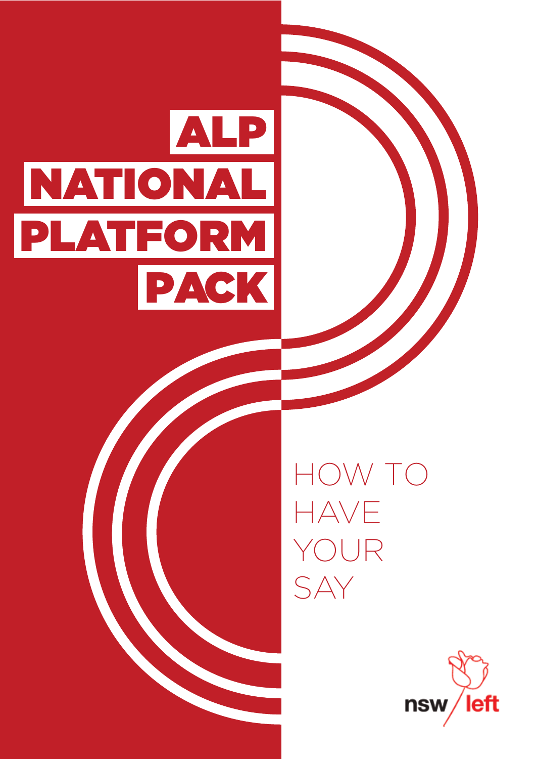# ALP NATIONAL PLATFORM PACK

## HOW TO HAVE YOUR SAY

nsw left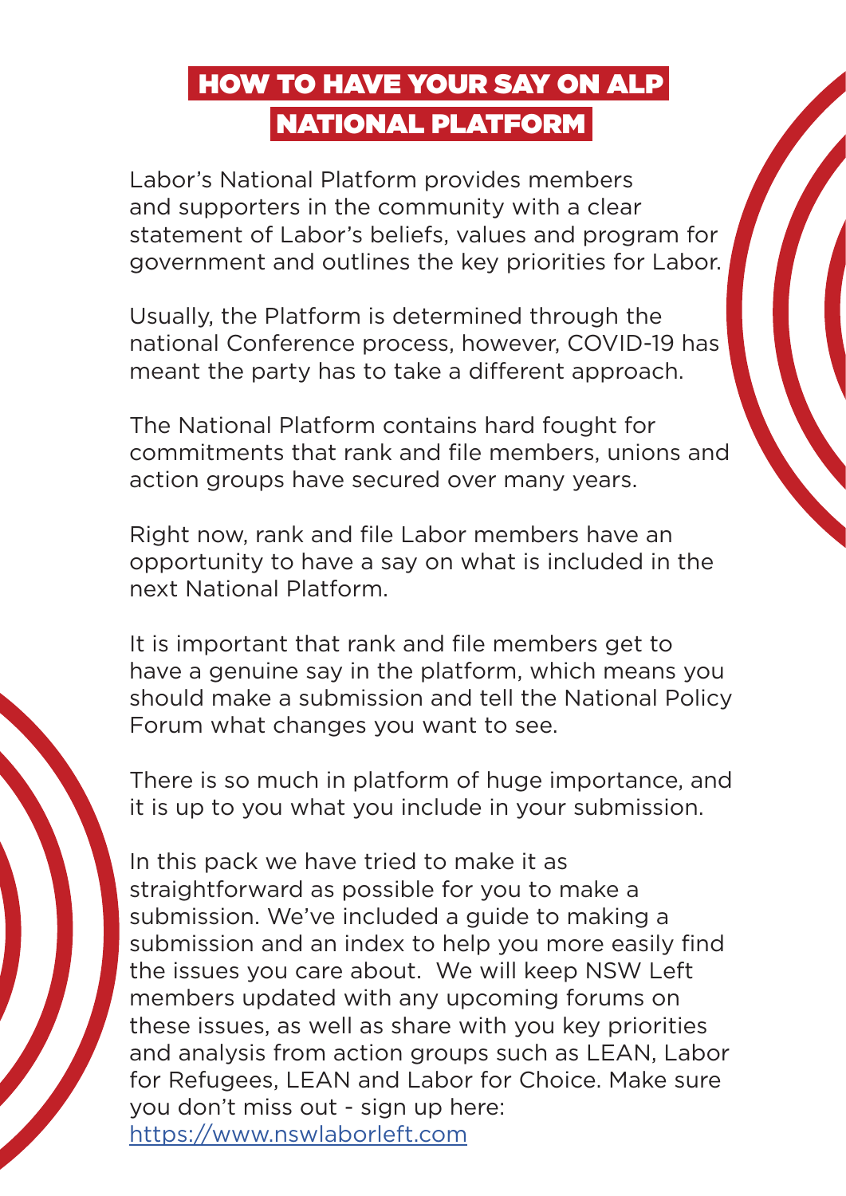# HOW TO HAVE YOUR SAY ON ALP NATIONAL PLATFORM

Labor's National Platform provides members and supporters in the community with a clear statement of Labor's beliefs, values and program for government and outlines the key priorities for Labor.

Usually, the Platform is determined through the national Conference process, however, COVID-19 has meant the party has to take a different approach.

The National Platform contains hard fought for commitments that rank and file members, unions and action groups have secured over many years.

Right now, rank and file Labor members have an opportunity to have a say on what is included in the next National Platform.

It is important that rank and file members get to have a genuine say in the platform, which means you should make a submission and tell the National Policy Forum what changes you want to see.

There is so much in platform of huge importance, and it is up to you what you include in your submission.

In this pack we have tried to make it as straightforward as possible for you to make a submission. We've included a guide to making a submission and an index to help you more easily find the issues you care about.  We will keep NSW Left members updated with any upcoming forums on these issues, as well as share with you key priorities and analysis from action groups such as LEAN, Labor for Refugees, LEAN and Labor for Choice. Make sure you don't miss out - sign up here: [https://www.nswlaborleft.com](https://www.nswlaborleft.com)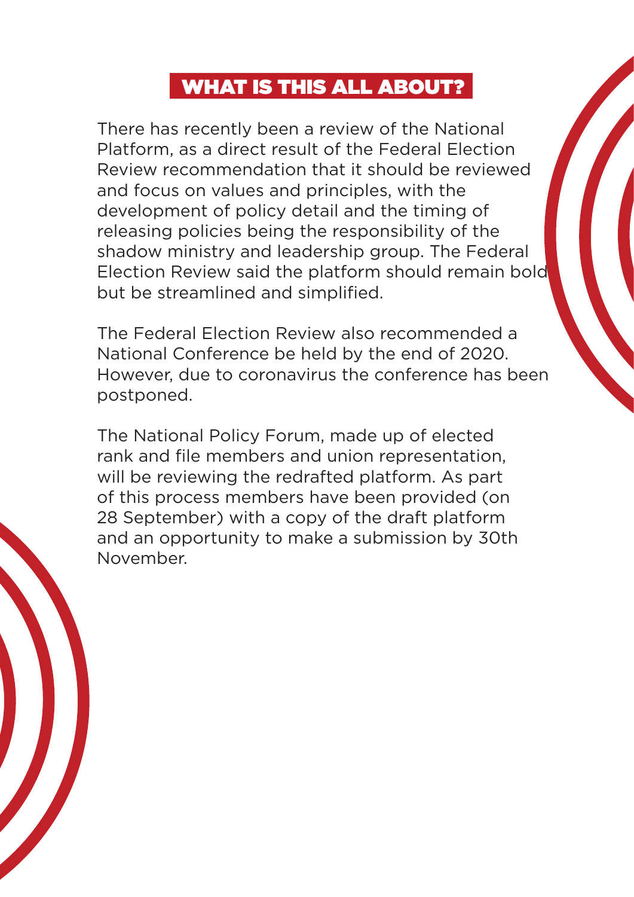## WHAT IS THIS ALL ABOUT?

There has recently been a review of the National Platform, as a direct result of the Federal Election Review recommendation that it should be reviewed and focus on values and principles, with the development of policy detail and the timing of releasing policies being the responsibility of the shadow ministry and leadership group. The Federal Election Review said the platform should remain bold but be streamlined and simplified.

The Federal Election Review also recommended a National Conference be held by the end of 2020. However, due to coronavirus the conference has been postponed.

The National Policy Forum, made up of elected rank and file members and union representation, will be reviewing the redrafted platform. As part of this process members have been provided (on 28 September) with a copy of the draft platform and an opportunity to make a submission by 30th November.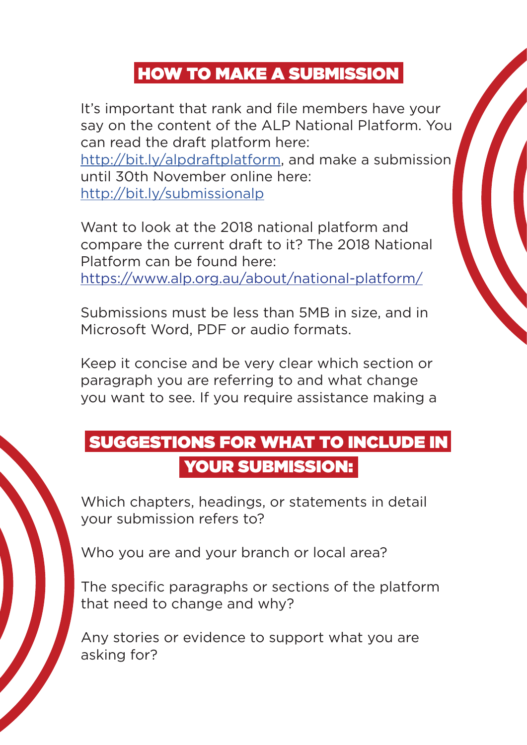## HOW TO MAKE A SUBMISSION

It's important that rank and file members have your say on the content of the ALP National Platform. You can read the draft platform here: http://bit.ly/alpdraftplatform, and make a submission until 30th November online here: http://bit.ly/submissionalp

Want to look at the 2018 national platform and compare the current draft to it? The 2018 National Platform can be found here: https://www.alp.org.au/about/national-platform/

Submissions must be less than 5MB in size, and in Microsoft Word, PDF or audio formats.

Keep it concise and be very clear which section or paragraph you are referring to and what change you want to see. If you require assistance making a

## SUGGESTIONS FOR WHAT TO INCLUDE IN YOUR SUBMISSION:

Which chapters, headings, or statements in detail your submission refers to?

Who you are and your branch or local area?

The specific paragraphs or sections of the platform that need to change and why?

Any stories or evidence to support what you are asking for?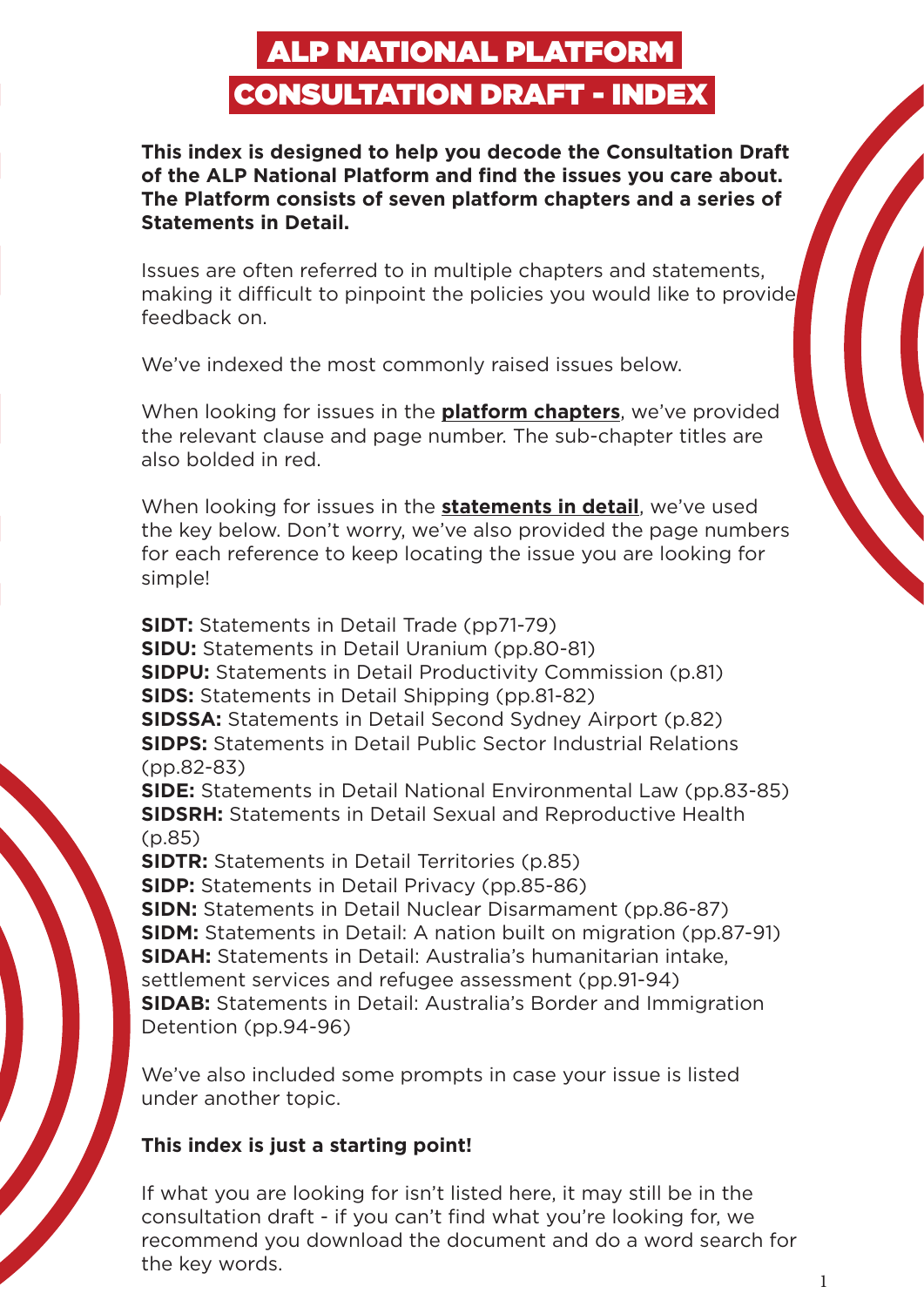# ALP NATIONAL PLATFORM CONSULTATION DRAFT - INDEX

**This index is designed to help you decode the Consultation Draft of the ALP National Platform and find the issues you care about. The Platform consists of seven platform chapters and a series of Statements in Detail.**

Issues are often referred to in multiple chapters and statements, making it difficult to pinpoint the policies you would like to provide feedback on.

We've indexed the most commonly raised issues below.

When looking for issues in the **platform chapters**, we've provided the relevant clause and page number. The sub-chapter titles are also bolded in red.

When looking for issues in the **statements in detail**, we've used the key below. Don't worry, we've also provided the page numbers for each reference to keep locating the issue you are looking for simple!

**SIDT:** Statements in Detail Trade (pp71-79)
**SIDU:** Statements in Detail Uranium (pp.80-81)
**SIDPU:** Statements in Detail Productivity Commission (p.81)
**SIDS:** Statements in Detail Shipping (pp.81-82)
**SIDSSA:** Statements in Detail Second Sydney Airport (p.82)
**SIDPS:** Statements in Detail Public Sector Industrial Relations (pp.82-83)
**SIDE:** Statements in Detail National Environmental Law (pp.83-85)
**SIDSRH:** Statements in Detail Sexual and Reproductive Health (p.85)
**SIDTR:** Statements in Detail Territories (p.85)
**SIDP:** Statements in Detail Privacy (pp.85-86)
**SIDN:** Statements in Detail Nuclear Disarmament (pp.86-87)
**SIDM:** Statements in Detail: A nation built on migration (pp.87-91)
**SIDAH:** Statements in Detail: Australia's humanitarian intake, settlement services and refugee assessment (pp.91-94)
**SIDAB:** Statements in Detail: Australia's Border and Immigration Detention (pp.94-96)

We've also included some prompts in case your issue is listed under another topic.

**This index is just a starting point!**

If what you are looking for isn't listed here, it may still be in the consultation draft - if you can't find what you're looking for, we recommend you download the document and do a word search for the key words.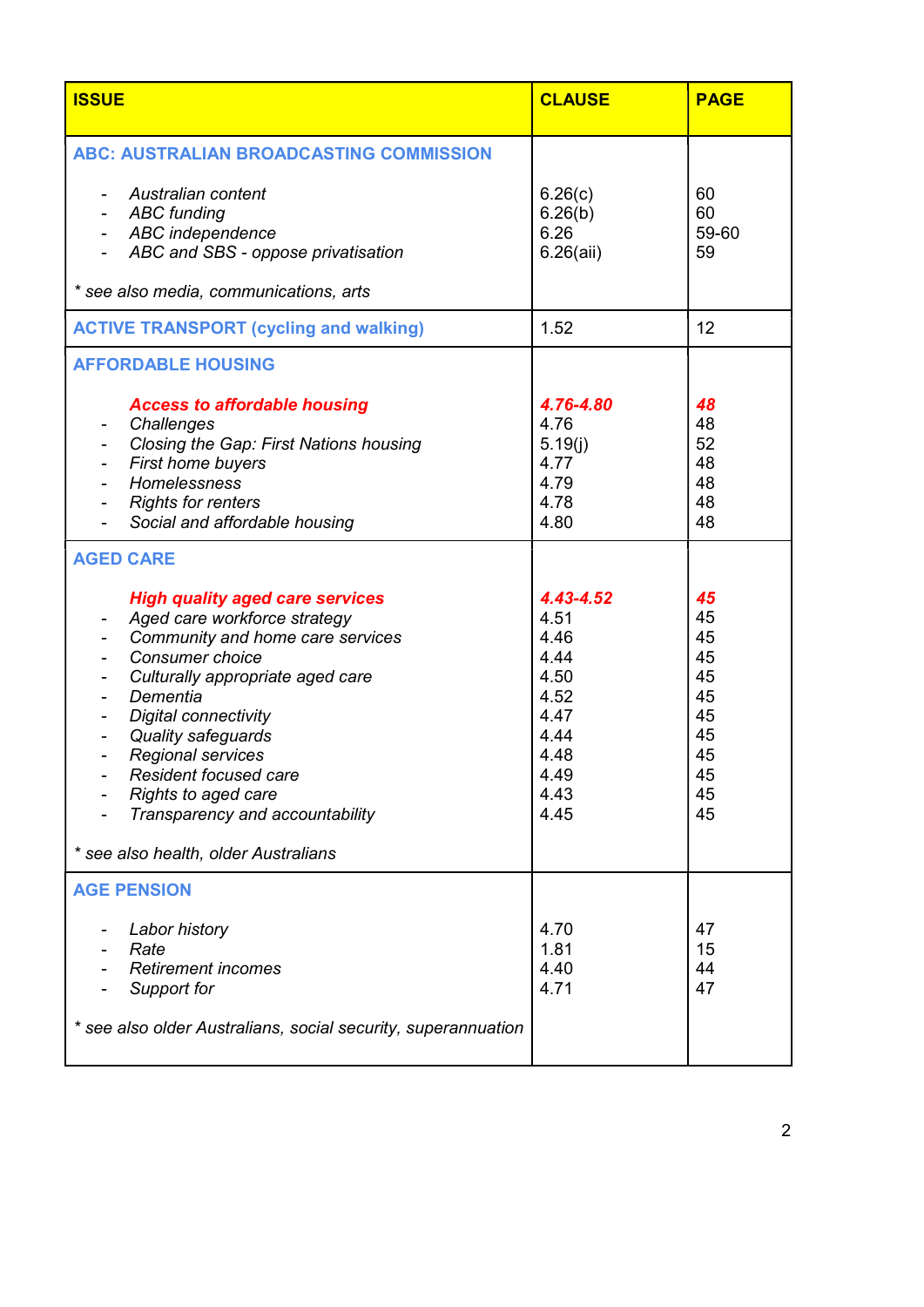| ISSUE | CLAUSE | PAGE |
|---|---|---|
| **ABC: AUSTRALIAN BROADCASTING COMMISSION** | | |
| - *Australian content* | 6.26(c) | 60 |
| - *ABC funding* | 6.26(b) | 60 |
| - *ABC independence* | 6.26 | 59-60 |
| - *ABC and SBS - oppose privatisation* | 6.26(aii) | 59 |
| *\* see also media, communications, arts* | | |
| **ACTIVE TRANSPORT (cycling and walking)** | 1.52 | 12 |
| **AFFORDABLE HOUSING** | | |
| ***Access to affordable housing*** | ***4.76-4.80*** | ***48*** |
| - *Challenges* | 4.76 | 48 |
| - *Closing the Gap: First Nations housing* | 5.19(j) | 52 |
| - *First home buyers* | 4.77 | 48 |
| - *Homelessness* | 4.79 | 48 |
| - *Rights for renters* | 4.78 | 48 |
| - *Social and affordable housing* | 4.80 | 48 |
| **AGED CARE** | | |
| ***High quality aged care services*** | ***4.43-4.52*** | ***45*** |
| - *Aged care workforce strategy* | 4.51 | 45 |
| - *Community and home care services* | 4.46 | 45 |
| - *Consumer choice* | 4.44 | 45 |
| - *Culturally appropriate aged care* | 4.50 | 45 |
| - *Dementia* | 4.52 | 45 |
| - *Digital connectivity* | 4.47 | 45 |
| - *Quality safeguards* | 4.44 | 45 |
| - *Regional services* | 4.48 | 45 |
| - *Resident focused care* | 4.49 | 45 |
| - *Rights to aged care* | 4.43 | 45 |
| - *Transparency and accountability* | 4.45 | 45 |
| *\* see also health, older Australians* | | |
| **AGE PENSION** | | |
| - *Labor history* | 4.70 | 47 |
| - *Rate* | 1.81 | 15 |
| - *Retirement incomes* | 4.40 | 44 |
| - *Support for* | 4.71 | 47 |
| *\* see also older Australians, social security, superannuation* | | |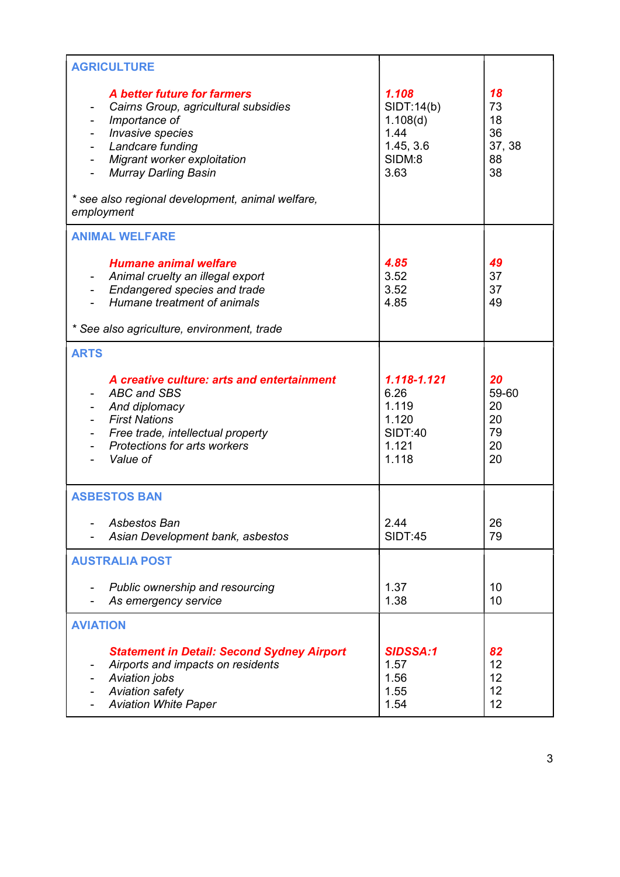| | | |
|---|---|---|
| **AGRICULTURE** | | |
| ***A better future for farmers*** | ***1.108*** | ***18*** |
| - *Cairns Group, agricultural subsidies* | SIDT:14(b) | 73 |
| - *Importance of* | 1.108(d) | 18 |
| - *Invasive species* | 1.44 | 36 |
| - *Landcare funding* | 1.45, 3.6 | 37, 38 |
| - *Migrant worker exploitation* | SIDM:8 | 88 |
| - *Murray Darling Basin* | 3.63 | 38 |
| *\* see also regional development, animal welfare, employment* | | |
| **ANIMAL WELFARE** | | |
| ***Humane animal welfare*** | ***4.85*** | ***49*** |
| - *Animal cruelty an illegal export* | 3.52 | 37 |
| - *Endangered species and trade* | 3.52 | 37 |
| - *Humane treatment of animals* | 4.85 | 49 |
| *\* See also agriculture, environment, trade* | | |
| **ARTS** | | |
| ***A creative culture: arts and entertainment*** | ***1.118-1.121*** | ***20*** |
| - *ABC and SBS* | 6.26 | 59-60 |
| - *And diplomacy* | 1.119 | 20 |
| - *First Nations* | 1.120 | 20 |
| - *Free trade, intellectual property* | SIDT:40 | 79 |
| - *Protections for arts workers* | 1.121 | 20 |
| - *Value of* | 1.118 | 20 |
| **ASBESTOS BAN** | | |
| - *Asbestos Ban* | 2.44 | 26 |
| - *Asian Development bank, asbestos* | SIDT:45 | 79 |
| **AUSTRALIA POST** | | |
| - *Public ownership and resourcing* | 1.37 | 10 |
| - *As emergency service* | 1.38 | 10 |
| **AVIATION** | | |
| ***Statement in Detail: Second Sydney Airport*** | ***SIDSSA:1*** | ***82*** |
| - *Airports and impacts on residents* | 1.57 | 12 |
| - *Aviation jobs* | 1.56 | 12 |
| - *Aviation safety* | 1.55 | 12 |
| - *Aviation White Paper* | 1.54 | 12 |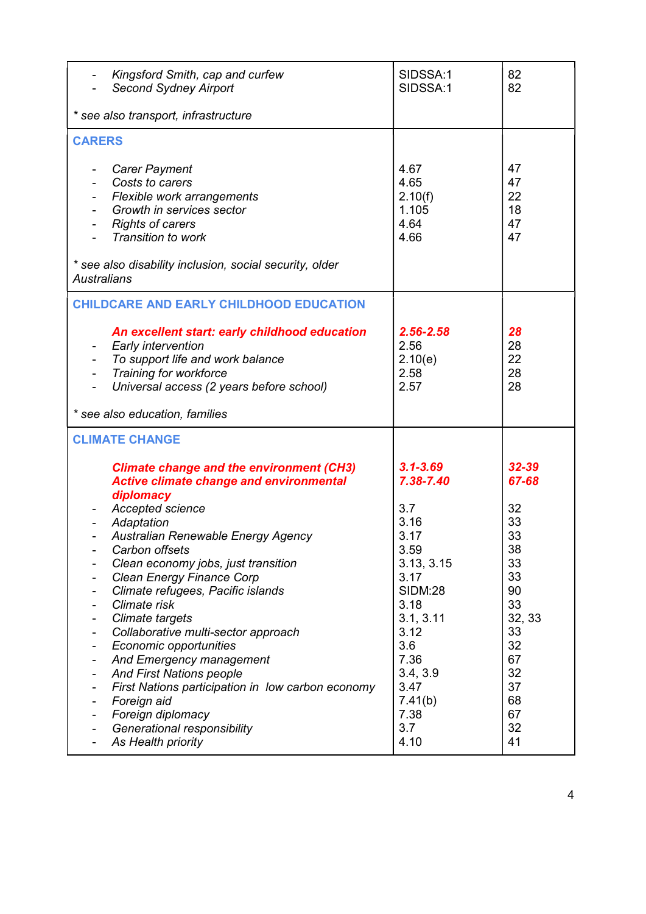| | | |
|---|---|---|
| - *Kingsford Smith, cap and curfew*<br>- *Second Sydney Airport*<br><br>\* *see also transport, infrastructure* | SIDSSA:1<br>SIDSSA:1 | 82<br>82 |
| **CARERS**<br><br>- *Carer Payment*<br>- *Costs to carers*<br>- *Flexible work arrangements*<br>- *Growth in services sector*<br>- *Rights of carers*<br>- *Transition to work*<br><br>\* *see also disability inclusion, social security, older Australians* | <br><br>4.67<br>4.65<br>2.10(f)<br>1.105<br>4.64<br>4.66 | <br><br>47<br>47<br>22<br>18<br>47<br>47 |
| **CHILDCARE AND EARLY CHILDHOOD EDUCATION**<br><br>***An excellent start: early childhood education***<br>- *Early intervention*<br>- *To support life and work balance*<br>- *Training for workforce*<br>- *Universal access (2 years before school)*<br><br>\* *see also education, families* | <br><br>***2.56-2.58***<br>2.56<br>2.10(e)<br>2.58<br>2.57 | <br><br>***28***<br>28<br>22<br>28<br>28 |
| **CLIMATE CHANGE**<br><br>***Climate change and the environment (CH3)***<br>***Active climate change and environmental diplomacy***<br>- *Accepted science*<br>- *Adaptation*<br>- *Australian Renewable Energy Agency*<br>- *Carbon offsets*<br>- *Clean economy jobs, just transition*<br>- *Clean Energy Finance Corp*<br>- *Climate refugees, Pacific islands*<br>- *Climate risk*<br>- *Climate targets*<br>- *Collaborative multi-sector approach*<br>- *Economic opportunities*<br>- *And Emergency management*<br>- *And First Nations people*<br>- *First Nations participation in low carbon economy*<br>- *Foreign aid*<br>- *Foreign diplomacy*<br>- *Generational responsibility*<br>- *As Health priority* | <br><br>***3.1-3.69***<br>***7.38-7.40***<br><br>3.7<br>3.16<br>3.17<br>3.59<br>3.13, 3.15<br>3.17<br>SIDM:28<br>3.18<br>3.1, 3.11<br>3.12<br>3.6<br>7.36<br>3.4, 3.9<br>3.47<br>7.41(b)<br>7.38<br>3.7<br>4.10 | <br><br>***32-39***<br>***67-68***<br><br>32<br>33<br>33<br>38<br>33<br>33<br>90<br>33<br>32, 33<br>33<br>32<br>67<br>32<br>37<br>68<br>67<br>32<br>41 |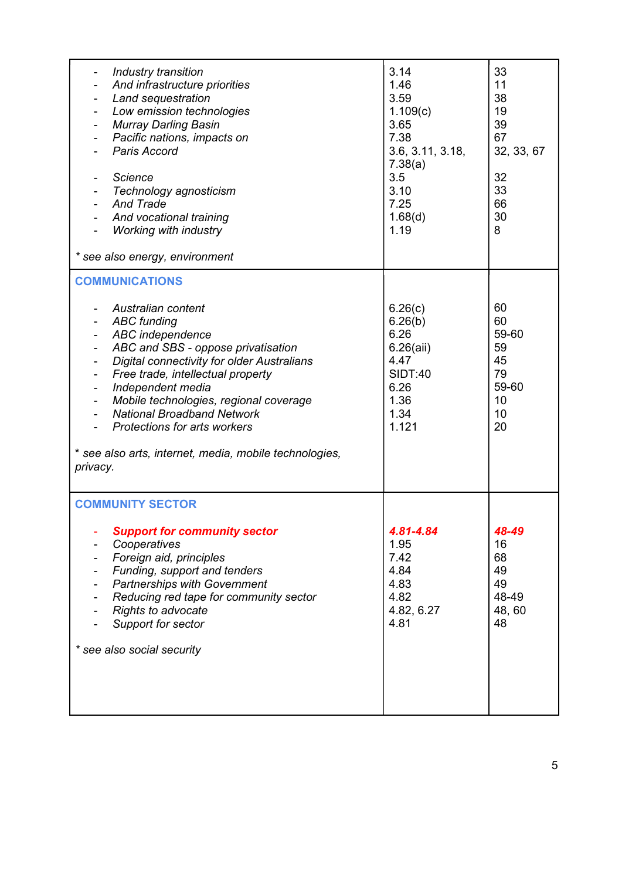| | | |
|---|---|---|
| - *Industry transition*<br>- *And infrastructure priorities*<br>- *Land sequestration*<br>- *Low emission technologies*<br>- *Murray Darling Basin*<br>- *Pacific nations, impacts on*<br>- *Paris Accord*<br><br>- *Science*<br>- *Technology agnosticism*<br>- *And Trade*<br>- *And vocational training*<br>- *Working with industry*<br><br>*\* see also energy, environment* | 3.14<br>1.46<br>3.59<br>1.109(c)<br>3.65<br>7.38<br>3.6, 3.11, 3.18, 7.38(a)<br>3.5<br>3.10<br>7.25<br>1.68(d)<br>1.19 | 33<br>11<br>38<br>19<br>39<br>67<br>32, 33, 67<br><br>32<br>33<br>66<br>30<br>8 |
| **COMMUNICATIONS**<br><br>- *Australian content*<br>- *ABC funding*<br>- *ABC independence*<br>- *ABC and SBS - oppose privatisation*<br>- *Digital connectivity for older Australians*<br>- *Free trade, intellectual property*<br>- *Independent media*<br>- *Mobile technologies, regional coverage*<br>- *National Broadband Network*<br>- *Protections for arts workers*<br><br>*\* see also arts, internet, media, mobile technologies, privacy.* | <br><br>6.26(c)<br>6.26(b)<br>6.26<br>6.26(aii)<br>4.47<br>SIDT:40<br>6.26<br>1.36<br>1.34<br>1.121 | <br><br>60<br>60<br>59-60<br>59<br>45<br>79<br>59-60<br>10<br>10<br>20 |
| **COMMUNITY SECTOR**<br><br>- ***Support for community sector***<br>- *Cooperatives*<br>- *Foreign aid, principles*<br>- *Funding, support and tenders*<br>- *Partnerships with Government*<br>- *Reducing red tape for community sector*<br>- *Rights to advocate*<br>- *Support for sector*<br><br>*\* see also social security* | <br><br>***4.81-4.84***<br>1.95<br>7.42<br>4.84<br>4.83<br>4.82<br>4.82, 6.27<br>4.81 | <br><br>***48-49***<br>16<br>68<br>49<br>49<br>48-49<br>48, 60<br>48 |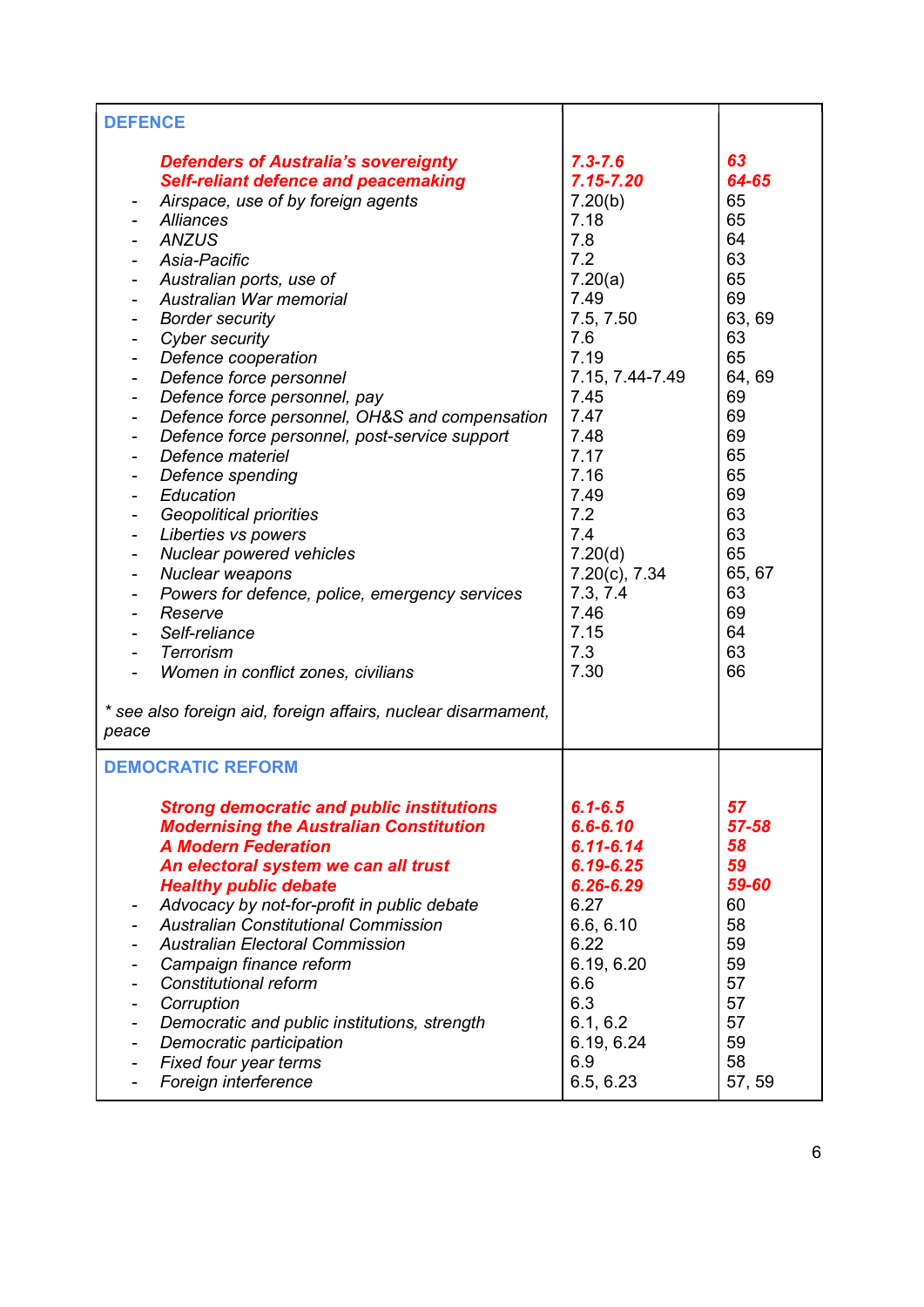| DEFENCE | | |
|---|---|---|
| ***Defenders of Australia's sovereignty*** | ***7.3-7.6*** | ***63*** |
| ***Self-reliant defence and peacemaking*** | ***7.15-7.20*** | ***64-65*** |
| - *Airspace, use of by foreign agents* | 7.20(b) | 65 |
| - *Alliances* | 7.18 | 65 |
| - *ANZUS* | 7.8 | 64 |
| - *Asia-Pacific* | 7.2 | 63 |
| - *Australian ports, use of* | 7.20(a) | 65 |
| - *Australian War memorial* | 7.49 | 69 |
| - *Border security* | 7.5, 7.50 | 63, 69 |
| - *Cyber security* | 7.6 | 63 |
| - *Defence cooperation* | 7.19 | 65 |
| - *Defence force personnel* | 7.15, 7.44-7.49 | 64, 69 |
| - *Defence force personnel, pay* | 7.45 | 69 |
| - *Defence force personnel, OH&S and compensation* | 7.47 | 69 |
| - *Defence force personnel, post-service support* | 7.48 | 69 |
| - *Defence materiel* | 7.17 | 65 |
| - *Defence spending* | 7.16 | 65 |
| - *Education* | 7.49 | 69 |
| - *Geopolitical priorities* | 7.2 | 63 |
| - *Liberties vs powers* | 7.4 | 63 |
| - *Nuclear powered vehicles* | 7.20(d) | 65 |
| - *Nuclear weapons* | 7.20(c), 7.34 | 65, 67 |
| - *Powers for defence, police, emergency services* | 7.3, 7.4 | 63 |
| - *Reserve* | 7.46 | 69 |
| - *Self-reliance* | 7.15 | 64 |
| - *Terrorism* | 7.3 | 63 |
| - *Women in conflict zones, civilians* | 7.30 | 66 |
| *\* see also foreign aid, foreign affairs, nuclear disarmament, peace* | | |
| **DEMOCRATIC REFORM** | | |
| ***Strong democratic and public institutions*** | ***6.1-6.5*** | ***57*** |
| ***Modernising the Australian Constitution*** | ***6.6-6.10*** | ***57-58*** |
| ***A Modern Federation*** | ***6.11-6.14*** | ***58*** |
| ***An electoral system we can all trust*** | ***6.19-6.25*** | ***59*** |
| ***Healthy public debate*** | ***6.26-6.29*** | ***59-60*** |
| - *Advocacy by not-for-profit in public debate* | 6.27 | 60 |
| - *Australian Constitutional Commission* | 6.6, 6.10 | 58 |
| - *Australian Electoral Commission* | 6.22 | 59 |
| - *Campaign finance reform* | 6.19, 6.20 | 59 |
| - *Constitutional reform* | 6.6 | 57 |
| - *Corruption* | 6.3 | 57 |
| - *Democratic and public institutions, strength* | 6.1, 6.2 | 57 |
| - *Democratic participation* | 6.19, 6.24 | 59 |
| - *Fixed four year terms* | 6.9 | 58 |
| - *Foreign interference* | 6.5, 6.23 | 57, 59 |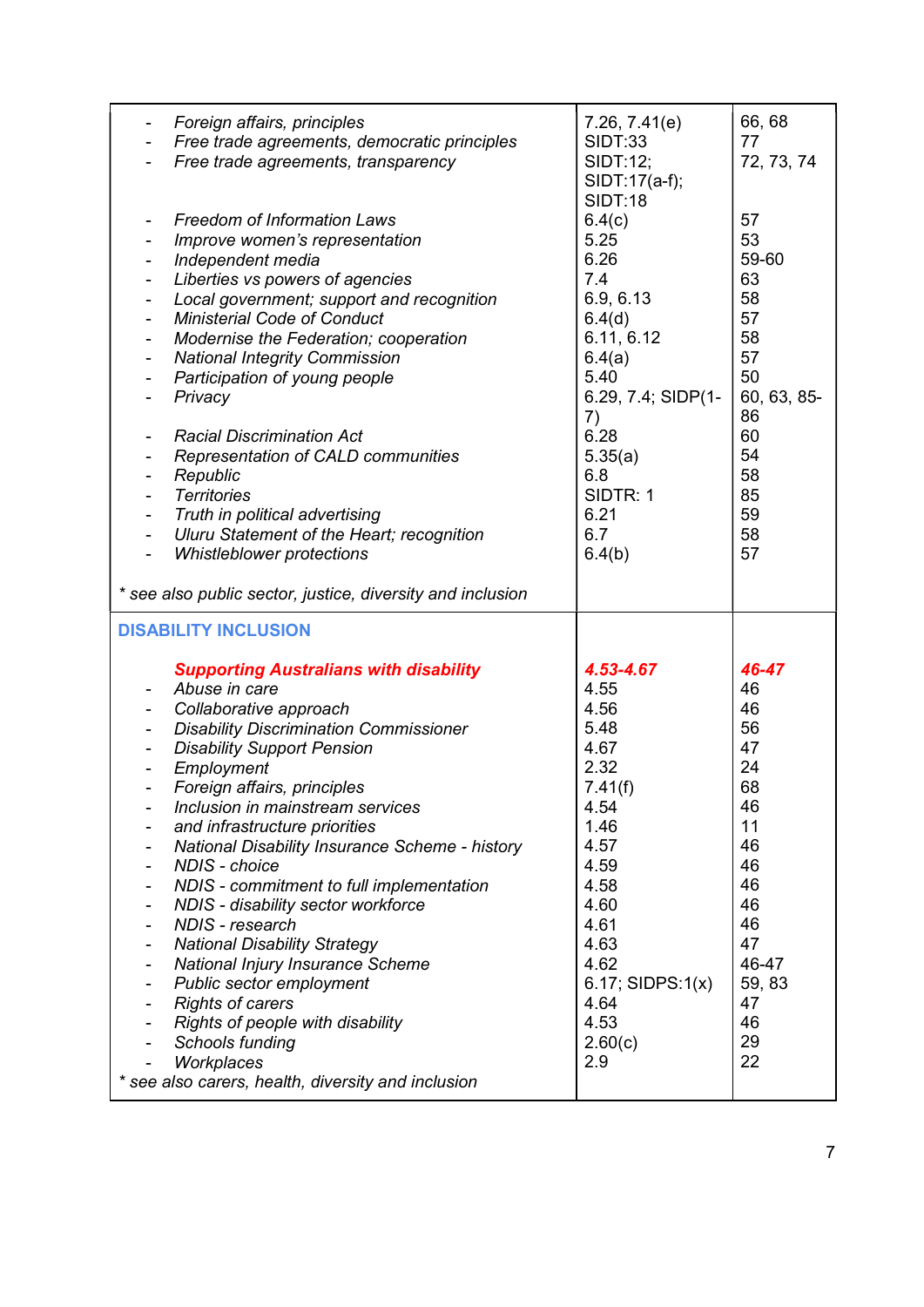| | | |
|---|---|---|
| - *Foreign affairs, principles* | 7.26, 7.41(e) | 66, 68 |
| - *Free trade agreements, democratic principles* | SIDT:33 | 77 |
| - *Free trade agreements, transparency* | SIDT:12; SIDT:17(a-f); SIDT:18 | 72, 73, 74 |
| - *Freedom of Information Laws* | 6.4(c) | 57 |
| - *Improve women's representation* | 5.25 | 53 |
| - *Independent media* | 6.26 | 59-60 |
| - *Liberties vs powers of agencies* | 7.4 | 63 |
| - *Local government; support and recognition* | 6.9, 6.13 | 58 |
| - *Ministerial Code of Conduct* | 6.4(d) | 57 |
| - *Modernise the Federation; cooperation* | 6.11, 6.12 | 58 |
| - *National Integrity Commission* | 6.4(a) | 57 |
| - *Participation of young people* | 5.40 | 50 |
| - *Privacy* | 6.29, 7.4; SIDP(1-7) | 60, 63, 85-86 |
| - *Racial Discrimination Act* | 6.28 | 60 |
| - *Representation of CALD communities* | 5.35(a) | 54 |
| - *Republic* | 6.8 | 58 |
| - *Territories* | SIDTR: 1 | 85 |
| - *Truth in political advertising* | 6.21 | 59 |
| - *Uluru Statement of the Heart; recognition* | 6.7 | 58 |
| - *Whistleblower protections* | 6.4(b) | 57 |
| *\* see also public sector, justice, diversity and inclusion* | | |
| **DISABILITY INCLUSION** | | |
| ***Supporting Australians with disability*** | ***4.53-4.67*** | ***46-47*** |
| - *Abuse in care* | 4.55 | 46 |
| - *Collaborative approach* | 4.56 | 46 |
| - *Disability Discrimination Commissioner* | 5.48 | 56 |
| - *Disability Support Pension* | 4.67 | 47 |
| - *Employment* | 2.32 | 24 |
| - *Foreign affairs, principles* | 7.41(f) | 68 |
| - *Inclusion in mainstream services* | 4.54 | 46 |
| - *and infrastructure priorities* | 1.46 | 11 |
| - *National Disability Insurance Scheme - history* | 4.57 | 46 |
| - *NDIS - choice* | 4.59 | 46 |
| - *NDIS - commitment to full implementation* | 4.58 | 46 |
| - *NDIS - disability sector workforce* | 4.60 | 46 |
| - *NDIS - research* | 4.61 | 46 |
| - *National Disability Strategy* | 4.63 | 47 |
| - *National Injury Insurance Scheme* | 4.62 | 46-47 |
| - *Public sector employment* | 6.17; SIDPS:1(x) | 59, 83 |
| - *Rights of carers* | 4.64 | 47 |
| - *Rights of people with disability* | 4.53 | 46 |
| - *Schools funding* | 2.60(c) | 29 |
| - *Workplaces* | 2.9 | 22 |
| *\* see also carers, health, diversity and inclusion* | | |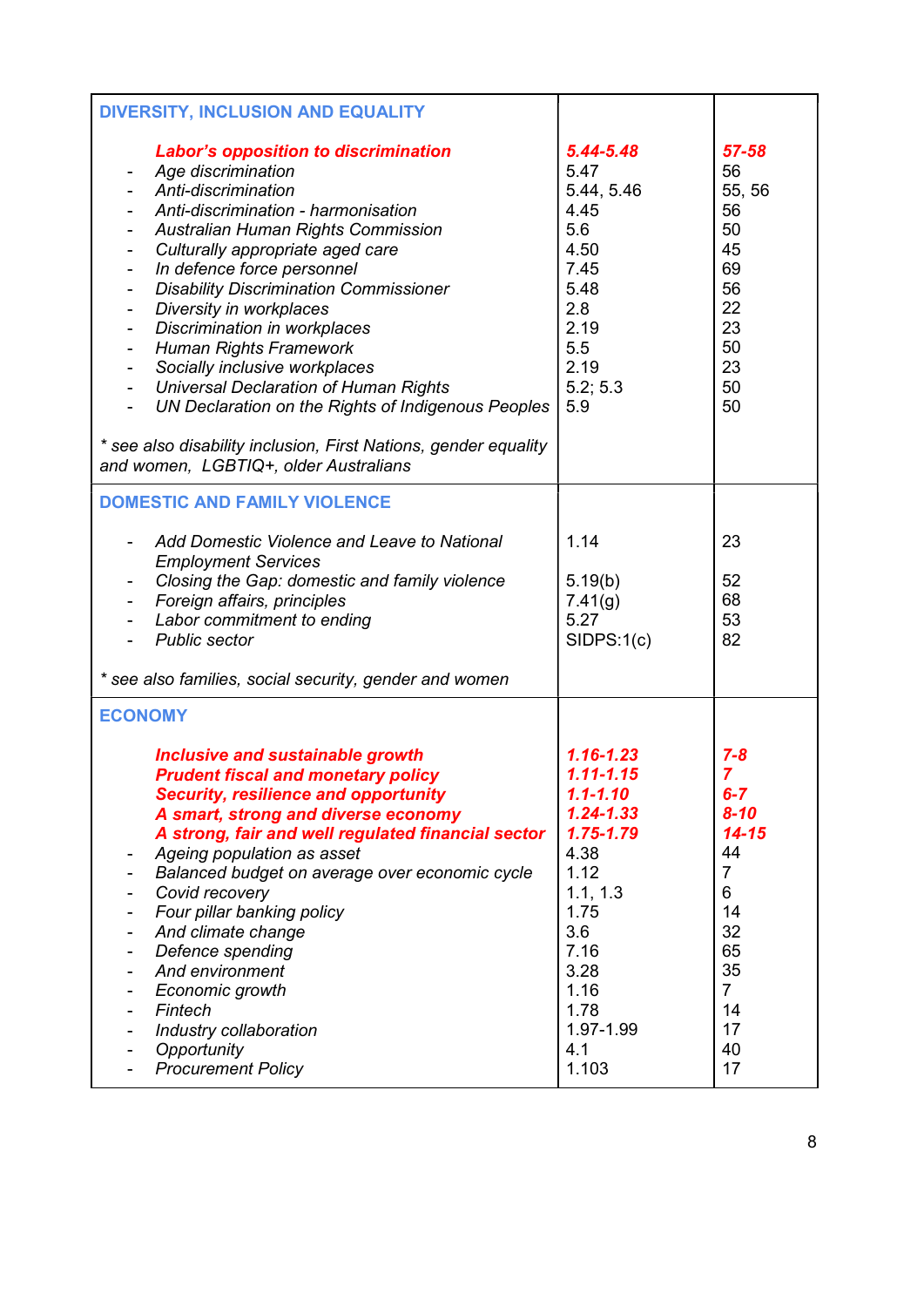| | | |
|---|---|---|
| **DIVERSITY, INCLUSION AND EQUALITY** | | |
| ***Labor's opposition to discrimination*** | ***5.44-5.48*** | ***57-58*** |
| - *Age discrimination* | 5.47 | 56 |
| - *Anti-discrimination* | 5.44, 5.46 | 55, 56 |
| - *Anti-discrimination - harmonisation* | 4.45 | 56 |
| - *Australian Human Rights Commission* | 5.6 | 50 |
| - *Culturally appropriate aged care* | 4.50 | 45 |
| - *In defence force personnel* | 7.45 | 69 |
| - *Disability Discrimination Commissioner* | 5.48 | 56 |
| - *Diversity in workplaces* | 2.8 | 22 |
| - *Discrimination in workplaces* | 2.19 | 23 |
| - *Human Rights Framework* | 5.5 | 50 |
| - *Socially inclusive workplaces* | 2.19 | 23 |
| - *Universal Declaration of Human Rights* | 5.2; 5.3 | 50 |
| - *UN Declaration on the Rights of Indigenous Peoples* | 5.9 | 50 |
| *\* see also disability inclusion, First Nations, gender equality and women, LGBTIQ+, older Australians* | | |
| **DOMESTIC AND FAMILY VIOLENCE** | | |
| - *Add Domestic Violence and Leave to National Employment Services* | 1.14 | 23 |
| - *Closing the Gap: domestic and family violence* | 5.19(b) | 52 |
| - *Foreign affairs, principles* | 7.41(g) | 68 |
| - *Labor commitment to ending* | 5.27 | 53 |
| - *Public sector* | SIDPS:1(c) | 82 |
| *\* see also families, social security, gender and women* | | |
| **ECONOMY** | | |
| ***Inclusive and sustainable growth*** | ***1.16-1.23*** | ***7-8*** |
| ***Prudent fiscal and monetary policy*** | ***1.11-1.15*** | ***7*** |
| ***Security, resilience and opportunity*** | ***1.1-1.10*** | ***6-7*** |
| ***A smart, strong and diverse economy*** | ***1.24-1.33*** | ***8-10*** |
| ***A strong, fair and well regulated financial sector*** | ***1.75-1.79*** | ***14-15*** |
| - *Ageing population as asset* | 4.38 | 44 |
| - *Balanced budget on average over economic cycle* | 1.12 | 7 |
| - *Covid recovery* | 1.1, 1.3 | 6 |
| - *Four pillar banking policy* | 1.75 | 14 |
| - *And climate change* | 3.6 | 32 |
| - *Defence spending* | 7.16 | 65 |
| - *And environment* | 3.28 | 35 |
| - *Economic growth* | 1.16 | 7 |
| - *Fintech* | 1.78 | 14 |
| - *Industry collaboration* | 1.97-1.99 | 17 |
| - *Opportunity* | 4.1 | 40 |
| - *Procurement Policy* | 1.103 | 17 |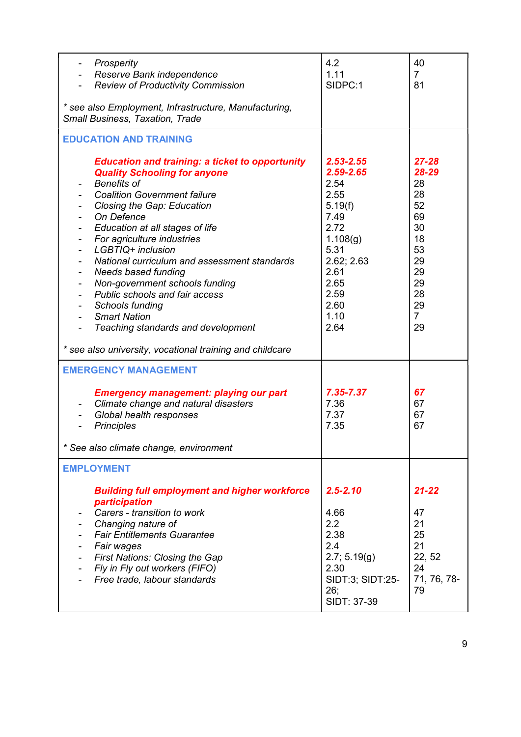| | | |
|---|---|---|
| - *Prosperity*<br>- *Reserve Bank independence*<br>- *Review of Productivity Commission*<br><br>*\* see also Employment, Infrastructure, Manufacturing, Small Business, Taxation, Trade* | 4.2<br>1.11<br>SIDPC:1 | 40<br>7<br>81 |
| **EDUCATION AND TRAINING** | | |
| ***Education and training: a ticket to opportunity*** | ***2.53-2.55*** | ***27-28*** |
| ***Quality Schooling for anyone*** | ***2.59-2.65*** | ***28-29*** |
| - *Benefits of* | 2.54 | 28 |
| - *Coalition Government failure* | 2.55 | 28 |
| - *Closing the Gap: Education* | 5.19(f) | 52 |
| - *On Defence* | 7.49 | 69 |
| - *Education at all stages of life* | 2.72 | 30 |
| - *For agriculture industries* | 1.108(g) | 18 |
| - *LGBTIQ+ inclusion* | 5.31 | 53 |
| - *National curriculum and assessment standards* | 2.62; 2.63 | 29 |
| - *Needs based funding* | 2.61 | 29 |
| - *Non-government schools funding* | 2.65 | 29 |
| - *Public schools and fair access* | 2.59 | 28 |
| - *Schools funding* | 2.60 | 29 |
| - *Smart Nation* | 1.10 | 7 |
| - *Teaching standards and development* | 2.64 | 29 |
| *\* see also university, vocational training and childcare* | | |
| **EMERGENCY MANAGEMENT** | | |
| ***Emergency management: playing our part*** | ***7.35-7.37*** | ***67*** |
| - *Climate change and natural disasters* | 7.36 | 67 |
| - *Global health responses* | 7.37 | 67 |
| - *Principles* | 7.35 | 67 |
| *\* See also climate change, environment* | | |
| **EMPLOYMENT** | | |
| ***Building full employment and higher workforce participation*** | ***2.5-2.10*** | ***21-22*** |
| - *Carers - transition to work* | 4.66 | 47 |
| - *Changing nature of* | 2.2 | 21 |
| - *Fair Entitlements Guarantee* | 2.38 | 25 |
| - *Fair wages* | 2.4 | 21 |
| - *First Nations: Closing the Gap* | 2.7; 5.19(g) | 22, 52 |
| - *Fly in Fly out workers (FIFO)* | 2.30 | 24 |
| - *Free trade, labour standards* | SIDT:3; SIDT:25-26;<br>SIDT: 37-39 | 71, 76, 78-79 |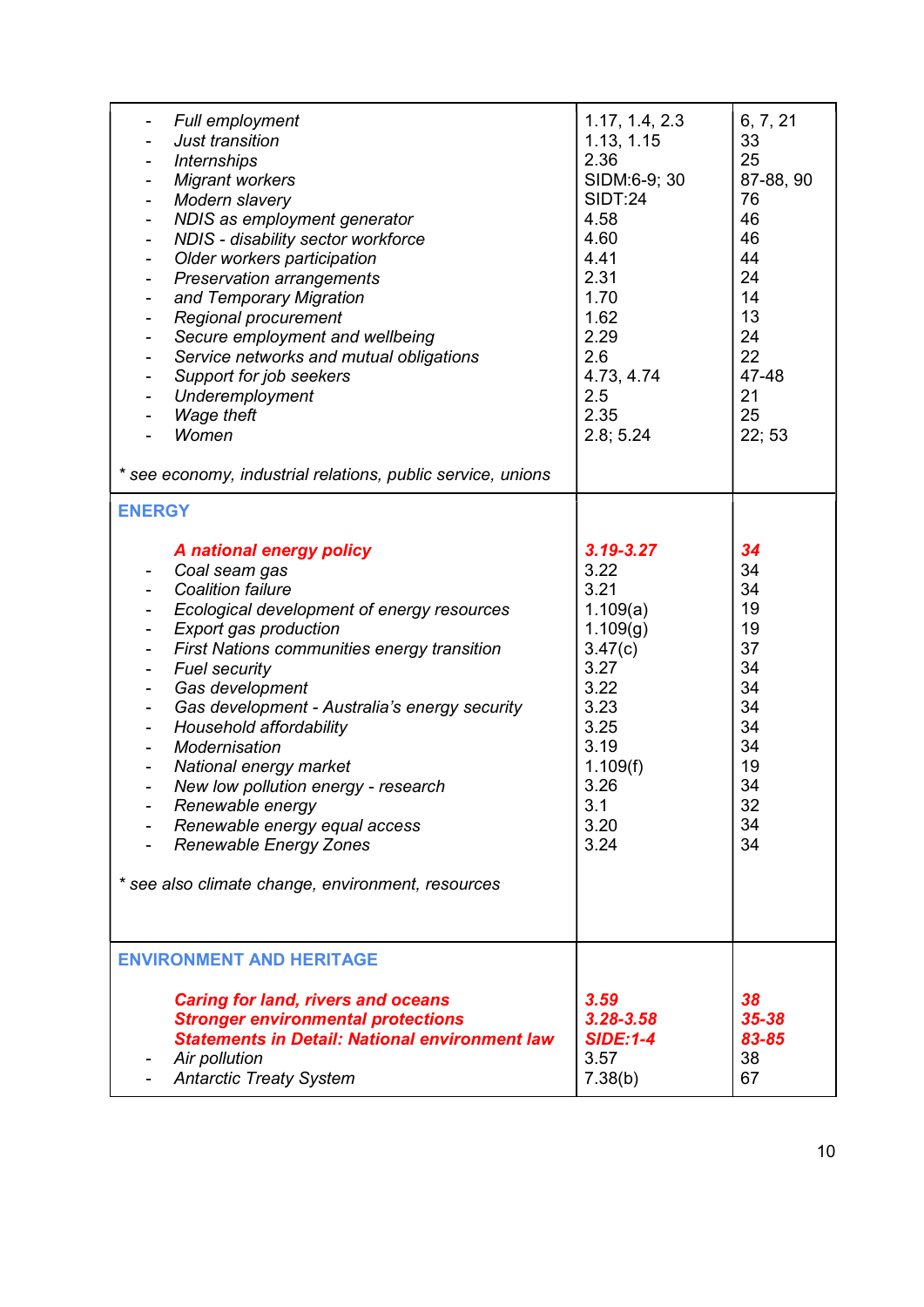| | | |
|---|---|---|
| - *Full employment* | 1.17, 1.4, 2.3 | 6, 7, 21 |
| - *Just transition* | 1.13, 1.15 | 33 |
| - *Internships* | 2.36 | 25 |
| - *Migrant workers* | SIDM:6-9; 30 | 87-88, 90 |
| - *Modern slavery* | SIDT:24 | 76 |
| - *NDIS as employment generator* | 4.58 | 46 |
| - *NDIS - disability sector workforce* | 4.60 | 46 |
| - *Older workers participation* | 4.41 | 44 |
| - *Preservation arrangements* | 2.31 | 24 |
| - *and Temporary Migration* | 1.70 | 14 |
| - *Regional procurement* | 1.62 | 13 |
| - *Secure employment and wellbeing* | 2.29 | 24 |
| - *Service networks and mutual obligations* | 2.6 | 22 |
| - *Support for job seekers* | 4.73, 4.74 | 47-48 |
| - *Underemployment* | 2.5 | 21 |
| - *Wage theft* | 2.35 | 25 |
| - *Women* | 2.8; 5.24 | 22; 53 |
| *\* see economy, industrial relations, public service, unions* | | |
| **ENERGY** | | |
| ***A national energy policy*** | ***3.19-3.27*** | ***34*** |
| - *Coal seam gas* | 3.22 | 34 |
| - *Coalition failure* | 3.21 | 34 |
| - *Ecological development of energy resources* | 1.109(a) | 19 |
| - *Export gas production* | 1.109(g) | 19 |
| - *First Nations communities energy transition* | 3.47(c) | 37 |
| - *Fuel security* | 3.27 | 34 |
| - *Gas development* | 3.22 | 34 |
| - *Gas development - Australia's energy security* | 3.23 | 34 |
| - *Household affordability* | 3.25 | 34 |
| - *Modernisation* | 3.19 | 34 |
| - *National energy market* | 1.109(f) | 19 |
| - *New low pollution energy - research* | 3.26 | 34 |
| - *Renewable energy* | 3.1 | 32 |
| - *Renewable energy equal access* | 3.20 | 34 |
| - *Renewable Energy Zones* | 3.24 | 34 |
| *\* see also climate change, environment, resources* | | |
| **ENVIRONMENT AND HERITAGE** | | |
| ***Caring for land, rivers and oceans*** | ***3.59*** | ***38*** |
| ***Stronger environmental protections*** | ***3.28-3.58*** | ***35-38*** |
| ***Statements in Detail: National environment law*** | ***SIDE:1-4*** | ***83-85*** |
| - *Air pollution* | 3.57 | 38 |
| - *Antarctic Treaty System* | 7.38(b) | 67 |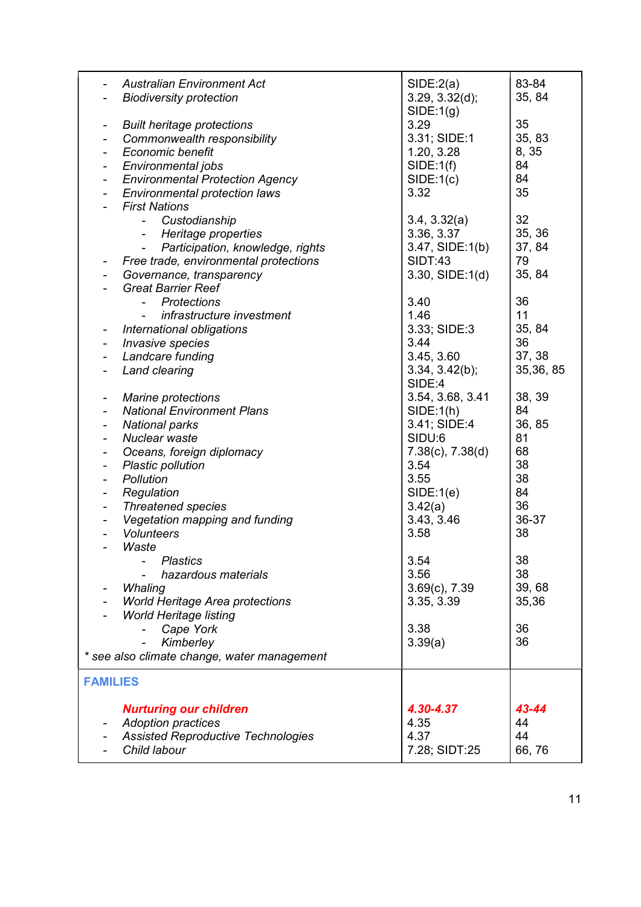| | | |
|---|---|---|
| - *Australian Environment Act* | SIDE:2(a) | 83-84 |
| - *Biodiversity protection* | 3.29, 3.32(d); SIDE:1(g) | 35, 84 |
| - *Built heritage protections* | 3.29 | 35 |
| - *Commonwealth responsibility* | 3.31; SIDE:1 | 35, 83 |
| - *Economic benefit* | 1.20, 3.28 | 8, 35 |
| - *Environmental jobs* | SIDE:1(f) | 84 |
| - *Environmental Protection Agency* | SIDE:1(c) | 84 |
| - *Environmental protection laws* | 3.32 | 35 |
| - *First Nations* | | |
| &nbsp;&nbsp;&nbsp;&nbsp;- *Custodianship* | 3.4, 3.32(a) | 32 |
| &nbsp;&nbsp;&nbsp;&nbsp;- *Heritage properties* | 3.36, 3.37 | 35, 36 |
| &nbsp;&nbsp;&nbsp;&nbsp;- *Participation, knowledge, rights* | 3.47, SIDE:1(b) | 37, 84 |
| - *Free trade, environmental protections* | SIDT:43 | 79 |
| - *Governance, transparency* | 3.30, SIDE:1(d) | 35, 84 |
| - *Great Barrier Reef* | | |
| &nbsp;&nbsp;&nbsp;&nbsp;- *Protections* | 3.40 | 36 |
| &nbsp;&nbsp;&nbsp;&nbsp;- *infrastructure investment* | 1.46 | 11 |
| - *International obligations* | 3.33; SIDE:3 | 35, 84 |
| - *Invasive species* | 3.44 | 36 |
| - *Landcare funding* | 3.45, 3.60 | 37, 38 |
| - *Land clearing* | 3.34, 3.42(b); SIDE:4 | 35,36, 85 |
| - *Marine protections* | 3.54, 3.68, 3.41 | 38, 39 |
| - *National Environment Plans* | SIDE:1(h) | 84 |
| - *National parks* | 3.41; SIDE:4 | 36, 85 |
| - *Nuclear waste* | SIDU:6 | 81 |
| - *Oceans, foreign diplomacy* | 7.38(c), 7.38(d) | 68 |
| - *Plastic pollution* | 3.54 | 38 |
| - *Pollution* | 3.55 | 38 |
| - *Regulation* | SIDE:1(e) | 84 |
| - *Threatened species* | 3.42(a) | 36 |
| - *Vegetation mapping and funding* | 3.43, 3.46 | 36-37 |
| - *Volunteers* | 3.58 | 38 |
| - *Waste* | | |
| &nbsp;&nbsp;&nbsp;&nbsp;- *Plastics* | 3.54 | 38 |
| &nbsp;&nbsp;&nbsp;&nbsp;- *hazardous materials* | 3.56 | 38 |
| - *Whaling* | 3.69(c), 7.39 | 39, 68 |
| - *World Heritage Area protections* | 3.35, 3.39 | 35,36 |
| - *World Heritage listing* | | |
| &nbsp;&nbsp;&nbsp;&nbsp;- *Cape York* | 3.38 | 36 |
| &nbsp;&nbsp;&nbsp;&nbsp;- *Kimberley* | 3.39(a) | 36 |
| *\* see also climate change, water management* | | |
| **FAMILIES** | | |
| ***Nurturing our children*** | ***4.30-4.37*** | ***43-44*** |
| - *Adoption practices* | 4.35 | 44 |
| - *Assisted Reproductive Technologies* | 4.37 | 44 |
| - *Child labour* | 7.28; SIDT:25 | 66, 76 |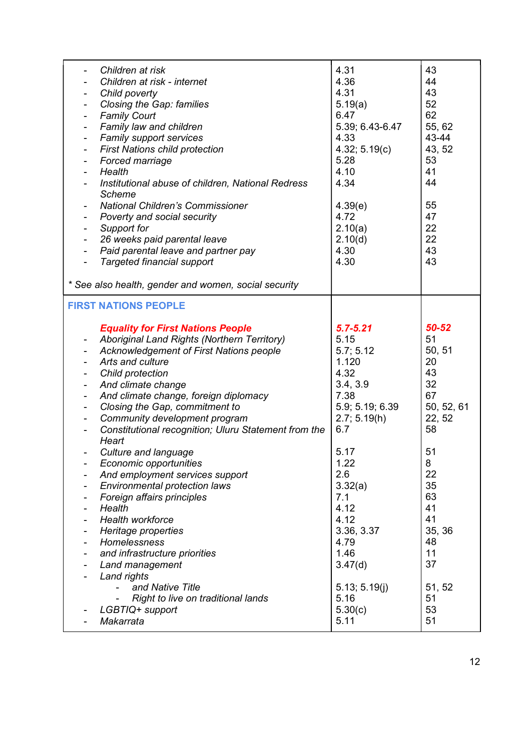| | | |
|---|---|---|
| - *Children at risk* | 4.31 | 43 |
| - *Children at risk - internet* | 4.36 | 44 |
| - *Child poverty* | 4.31 | 43 |
| - *Closing the Gap: families* | 5.19(a) | 52 |
| - *Family Court* | 6.47 | 62 |
| - *Family law and children* | 5.39; 6.43-6.47 | 55, 62 |
| - *Family support services* | 4.33 | 43-44 |
| - *First Nations child protection* | 4.32; 5.19(c) | 43, 52 |
| - *Forced marriage* | 5.28 | 53 |
| - *Health* | 4.10 | 41 |
| - *Institutional abuse of children, National Redress Scheme* | 4.34 | 44 |
| - *National Children's Commissioner* | 4.39(e) | 55 |
| - *Poverty and social security* | 4.72 | 47 |
| - *Support for* | 2.10(a) | 22 |
| - *26 weeks paid parental leave* | 2.10(d) | 22 |
| - *Paid parental leave and partner pay* | 4.30 | 43 |
| - *Targeted financial support* | 4.30 | 43 |
| *\* See also health, gender and women, social security* | | |
| **FIRST NATIONS PEOPLE** | | |
| ***Equality for First Nations People*** | ***5.7-5.21*** | ***50-52*** |
| - *Aboriginal Land Rights (Northern Territory)* | 5.15 | 51 |
| - *Acknowledgement of First Nations people* | 5.7; 5.12 | 50, 51 |
| - *Arts and culture* | 1.120 | 20 |
| - *Child protection* | 4.32 | 43 |
| - *And climate change* | 3.4, 3.9 | 32 |
| - *And climate change, foreign diplomacy* | 7.38 | 67 |
| - *Closing the Gap, commitment to* | 5.9; 5.19; 6.39 | 50, 52, 61 |
| - *Community development program* | 2.7; 5.19(h) | 22, 52 |
| - *Constitutional recognition; Uluru Statement from the Heart* | 6.7 | 58 |
| - *Culture and language* | 5.17 | 51 |
| - *Economic opportunities* | 1.22 | 8 |
| - *And employment services support* | 2.6 | 22 |
| - *Environmental protection laws* | 3.32(a) | 35 |
| - *Foreign affairs principles* | 7.1 | 63 |
| - *Health* | 4.12 | 41 |
| - *Health workforce* | 4.12 | 41 |
| - *Heritage properties* | 3.36, 3.37 | 35, 36 |
| - *Homelessness* | 4.79 | 48 |
| - *and infrastructure priorities* | 1.46 | 11 |
| - *Land management* | 3.47(d) | 37 |
| - *Land rights* | | |
| &nbsp;&nbsp;&nbsp;&nbsp;- *and Native Title* | 5.13; 5.19(j) | 51, 52 |
| &nbsp;&nbsp;&nbsp;&nbsp;- *Right to live on traditional lands* | 5.16 | 51 |
| - *LGBTIQ+ support* | 5.30(c) | 53 |
| - *Makarrata* | 5.11 | 51 |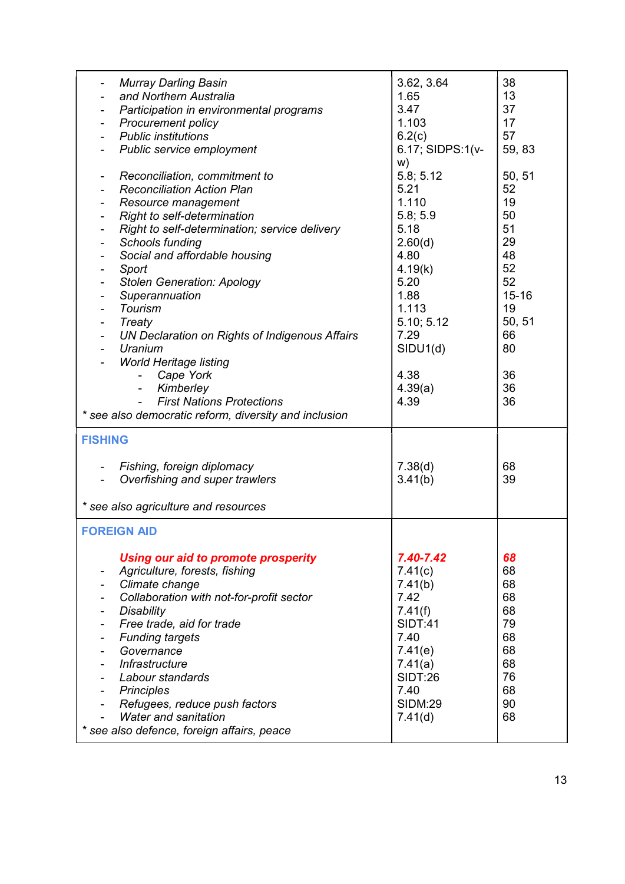| | | |
|---|---|---|
| - *Murray Darling Basin* | 3.62, 3.64 | 38 |
| - *and Northern Australia* | 1.65 | 13 |
| - *Participation in environmental programs* | 3.47 | 37 |
| - *Procurement policy* | 1.103 | 17 |
| - *Public institutions* | 6.2(c) | 57 |
| - *Public service employment* | 6.17; SIDPS:1(v-w) | 59, 83 |
| - *Reconciliation, commitment to* | 5.8; 5.12 | 50, 51 |
| - *Reconciliation Action Plan* | 5.21 | 52 |
| - *Resource management* | 1.110 | 19 |
| - *Right to self-determination* | 5.8; 5.9 | 50 |
| - *Right to self-determination; service delivery* | 5.18 | 51 |
| - *Schools funding* | 2.60(d) | 29 |
| - *Social and affordable housing* | 4.80 | 48 |
| - *Sport* | 4.19(k) | 52 |
| - *Stolen Generation: Apology* | 5.20 | 52 |
| - *Superannuation* | 1.88 | 15-16 |
| - *Tourism* | 1.113 | 19 |
| - *Treaty* | 5.10; 5.12 | 50, 51 |
| - *UN Declaration on Rights of Indigenous Affairs* | 7.29 | 66 |
| - *Uranium* | SIDU1(d) | 80 |
| - *World Heritage listing* | | |
| &nbsp;&nbsp;&nbsp;&nbsp;- *Cape York* | 4.38 | 36 |
| &nbsp;&nbsp;&nbsp;&nbsp;- *Kimberley* | 4.39(a) | 36 |
| &nbsp;&nbsp;&nbsp;&nbsp;- *First Nations Protections* | 4.39 | 36 |
| *\* see also democratic reform, diversity and inclusion* | | |
| **FISHING** | | |
| - *Fishing, foreign diplomacy* | 7.38(d) | 68 |
| - *Overfishing and super trawlers* | 3.41(b) | 39 |
| *\* see also agriculture and resources* | | |
| **FOREIGN AID** | | |
| ***Using our aid to promote prosperity*** | ***7.40-7.42*** | ***68*** |
| - *Agriculture, forests, fishing* | 7.41(c) | 68 |
| - *Climate change* | 7.41(b) | 68 |
| - *Collaboration with not-for-profit sector* | 7.42 | 68 |
| - *Disability* | 7.41(f) | 68 |
| - *Free trade, aid for trade* | SIDT:41 | 79 |
| - *Funding targets* | 7.40 | 68 |
| - *Governance* | 7.41(e) | 68 |
| - *Infrastructure* | 7.41(a) | 68 |
| - *Labour standards* | SIDT:26 | 76 |
| - *Principles* | 7.40 | 68 |
| - *Refugees, reduce push factors* | SIDM:29 | 90 |
| - *Water and sanitation* | 7.41(d) | 68 |
| *\* see also defence, foreign affairs, peace* | | |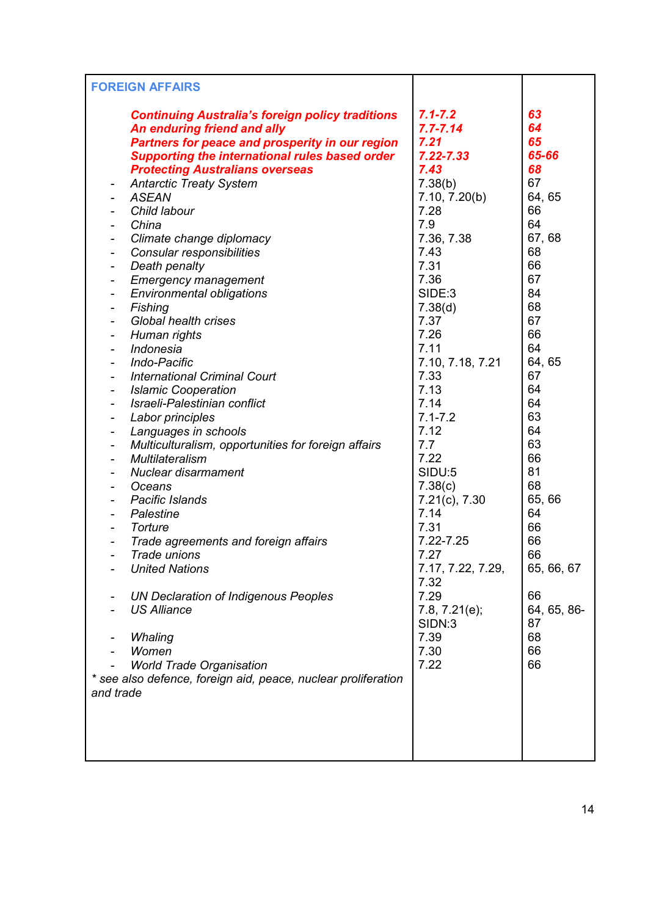| FOREIGN AFFAIRS | | |
|---|---|---|
| ***Continuing Australia's foreign policy traditions*** | ***7.1-7.2*** | ***63*** |
| ***An enduring friend and ally*** | ***7.7-7.14*** | ***64*** |
| ***Partners for peace and prosperity in our region*** | ***7.21*** | ***65*** |
| ***Supporting the international rules based order*** | ***7.22-7.33*** | ***65-66*** |
| ***Protecting Australians overseas*** | ***7.43*** | ***68*** |
| - *Antarctic Treaty System* | 7.38(b) | 67 |
| - *ASEAN* | 7.10, 7.20(b) | 64, 65 |
| - *Child labour* | 7.28 | 66 |
| - *China* | 7.9 | 64 |
| - *Climate change diplomacy* | 7.36, 7.38 | 67, 68 |
| - *Consular responsibilities* | 7.43 | 68 |
| - *Death penalty* | 7.31 | 66 |
| - *Emergency management* | 7.36 | 67 |
| - *Environmental obligations* | SIDE:3 | 84 |
| - *Fishing* | 7.38(d) | 68 |
| - *Global health crises* | 7.37 | 67 |
| - *Human rights* | 7.26 | 66 |
| - *Indonesia* | 7.11 | 64 |
| - *Indo-Pacific* | 7.10, 7.18, 7.21 | 64, 65 |
| - *International Criminal Court* | 7.33 | 67 |
| - *Islamic Cooperation* | 7.13 | 64 |
| - *Israeli-Palestinian conflict* | 7.14 | 64 |
| - *Labor principles* | 7.1-7.2 | 63 |
| - *Languages in schools* | 7.12 | 64 |
| - *Multiculturalism, opportunities for foreign affairs* | 7.7 | 63 |
| - *Multilateralism* | 7.22 | 66 |
| - *Nuclear disarmament* | SIDU:5 | 81 |
| - *Oceans* | 7.38(c) | 68 |
| - *Pacific Islands* | 7.21(c), 7.30 | 65, 66 |
| - *Palestine* | 7.14 | 64 |
| - *Torture* | 7.31 | 66 |
| - *Trade agreements and foreign affairs* | 7.22-7.25 | 66 |
| - *Trade unions* | 7.27 | 66 |
| - *United Nations* | 7.17, 7.22, 7.29, 7.32 | 65, 66, 67 |
| - *UN Declaration of Indigenous Peoples* | 7.29 | 66 |
| - *US Alliance* | 7.8, 7.21(e); SIDN:3 | 64, 65, 86-87 |
| - *Whaling* | 7.39 | 68 |
| - *Women* | 7.30 | 66 |
| - *World Trade Organisation* | 7.22 | 66 |
| *\* see also defence, foreign aid, peace, nuclear proliferation and trade* | | |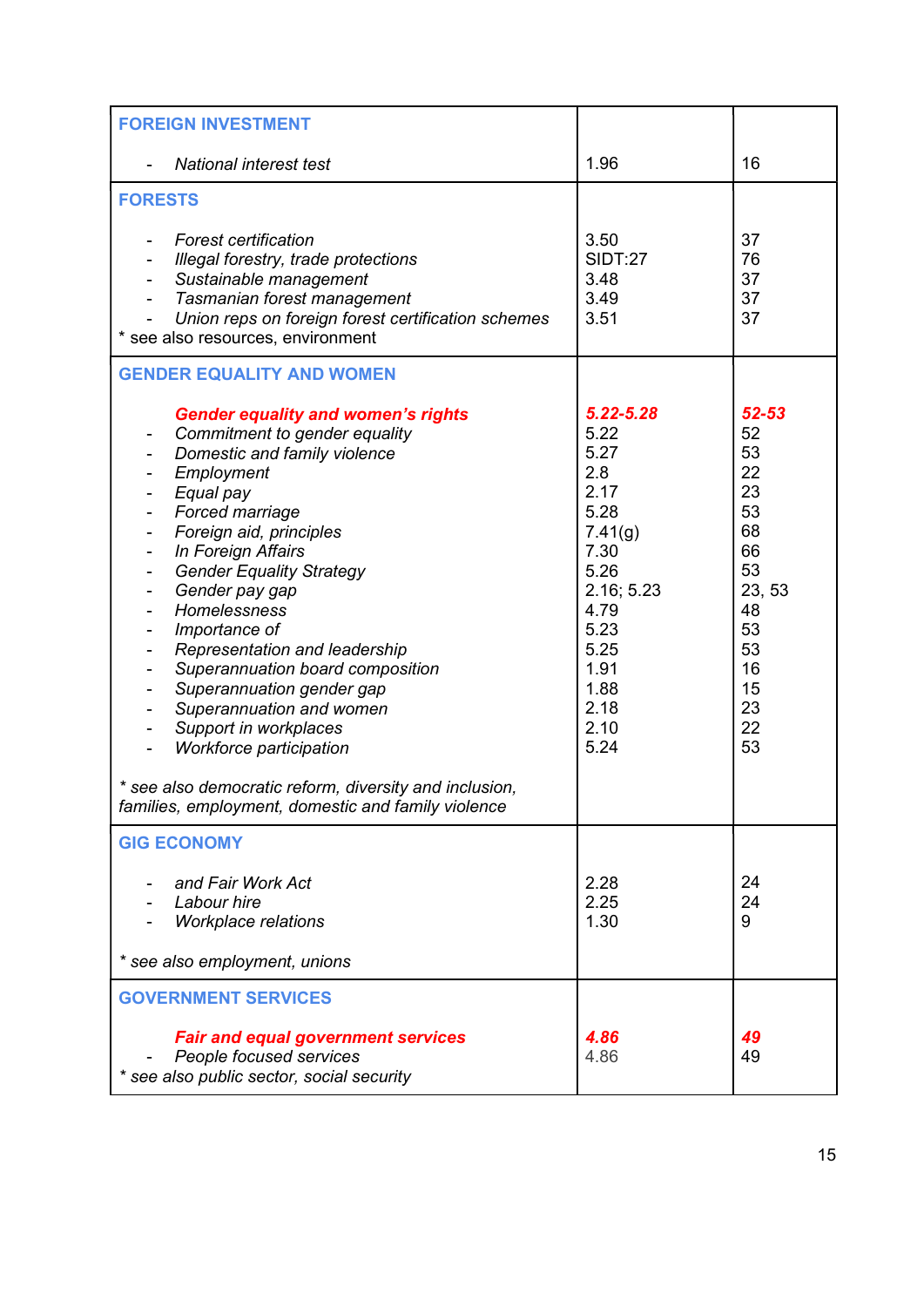| | | |
|---|---|---|
| **FOREIGN INVESTMENT** | | |
| - *National interest test* | 1.96 | 16 |
| **FORESTS** | | |
| - *Forest certification* | 3.50 | 37 |
| - *Illegal forestry, trade protections* | SIDT:27 | 76 |
| - *Sustainable management* | 3.48 | 37 |
| - *Tasmanian forest management* | 3.49 | 37 |
| - *Union reps on foreign forest certification schemes* | 3.51 | 37 |
| * see also resources, environment | | |
| **GENDER EQUALITY AND WOMEN** | | |
| ***Gender equality and women's rights*** | ***5.22-5.28*** | ***52-53*** |
| - *Commitment to gender equality* | 5.22 | 52 |
| - *Domestic and family violence* | 5.27 | 53 |
| - *Employment* | 2.8 | 22 |
| - *Equal pay* | 2.17 | 23 |
| - *Forced marriage* | 5.28 | 53 |
| - *Foreign aid, principles* | 7.41(g) | 68 |
| - *In Foreign Affairs* | 7.30 | 66 |
| - *Gender Equality Strategy* | 5.26 | 53 |
| - *Gender pay gap* | 2.16; 5.23 | 23, 53 |
| - *Homelessness* | 4.79 | 48 |
| - *Importance of* | 5.23 | 53 |
| - *Representation and leadership* | 5.25 | 53 |
| - *Superannuation board composition* | 1.91 | 16 |
| - *Superannuation gender gap* | 1.88 | 15 |
| - *Superannuation and women* | 2.18 | 23 |
| - *Support in workplaces* | 2.10 | 22 |
| - *Workforce participation* | 5.24 | 53 |
| *\* see also democratic reform, diversity and inclusion, families, employment, domestic and family violence* | | |
| **GIG ECONOMY** | | |
| - *and Fair Work Act* | 2.28 | 24 |
| - *Labour hire* | 2.25 | 24 |
| - *Workplace relations* | 1.30 | 9 |
| *\* see also employment, unions* | | |
| **GOVERNMENT SERVICES** | | |
| ***Fair and equal government services*** | ***4.86*** | ***49*** |
| - *People focused services* | 4.86 | 49 |
| *\* see also public sector, social security* | | |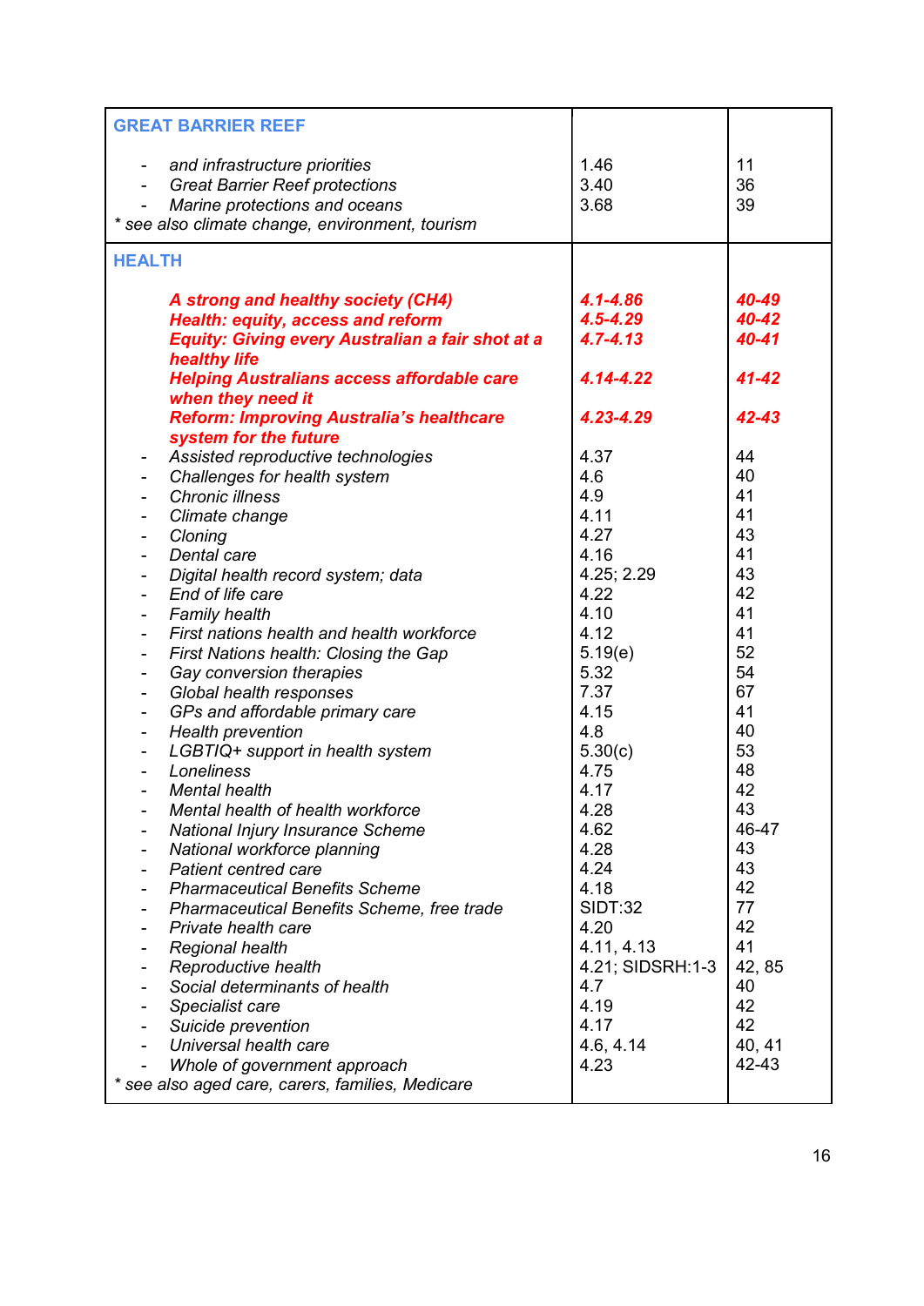| **GREAT BARRIER REEF** | | |
|---|---|---|
| - *and infrastructure priorities* | 1.46 | 11 |
| - *Great Barrier Reef protections* | 3.40 | 36 |
| - *Marine protections and oceans* | 3.68 | 39 |
| *\* see also climate change, environment, tourism* | | |
| **HEALTH** | | |
| ***A strong and healthy society (CH4)*** | ***4.1-4.86*** | ***40-49*** |
| ***Health: equity, access and reform*** | ***4.5-4.29*** | ***40-42*** |
| ***Equity: Giving every Australian a fair shot at a healthy life*** | ***4.7-4.13*** | ***40-41*** |
| ***Helping Australians access affordable care when they need it*** | ***4.14-4.22*** | ***41-42*** |
| ***Reform: Improving Australia's healthcare system for the future*** | ***4.23-4.29*** | ***42-43*** |
| - *Assisted reproductive technologies* | 4.37 | 44 |
| - *Challenges for health system* | 4.6 | 40 |
| - *Chronic illness* | 4.9 | 41 |
| - *Climate change* | 4.11 | 41 |
| - *Cloning* | 4.27 | 43 |
| - *Dental care* | 4.16 | 41 |
| - *Digital health record system; data* | 4.25; 2.29 | 43 |
| - *End of life care* | 4.22 | 42 |
| - *Family health* | 4.10 | 41 |
| - *First nations health and health workforce* | 4.12 | 41 |
| - *First Nations health: Closing the Gap* | 5.19(e) | 52 |
| - *Gay conversion therapies* | 5.32 | 54 |
| - *Global health responses* | 7.37 | 67 |
| - *GPs and affordable primary care* | 4.15 | 41 |
| - *Health prevention* | 4.8 | 40 |
| - *LGBTIQ+ support in health system* | 5.30(c) | 53 |
| - *Loneliness* | 4.75 | 48 |
| - *Mental health* | 4.17 | 42 |
| - *Mental health of health workforce* | 4.28 | 43 |
| - *National Injury Insurance Scheme* | 4.62 | 46-47 |
| - *National workforce planning* | 4.28 | 43 |
| - *Patient centred care* | 4.24 | 43 |
| - *Pharmaceutical Benefits Scheme* | 4.18 | 42 |
| - *Pharmaceutical Benefits Scheme, free trade* | SIDT:32 | 77 |
| - *Private health care* | 4.20 | 42 |
| - *Regional health* | 4.11, 4.13 | 41 |
| - *Reproductive health* | 4.21; SIDSRH:1-3 | 42, 85 |
| - *Social determinants of health* | 4.7 | 40 |
| - *Specialist care* | 4.19 | 42 |
| - *Suicide prevention* | 4.17 | 42 |
| - *Universal health care* | 4.6, 4.14 | 40, 41 |
| - *Whole of government approach* | 4.23 | 42-43 |
| *\* see also aged care, carers, families, Medicare* | | |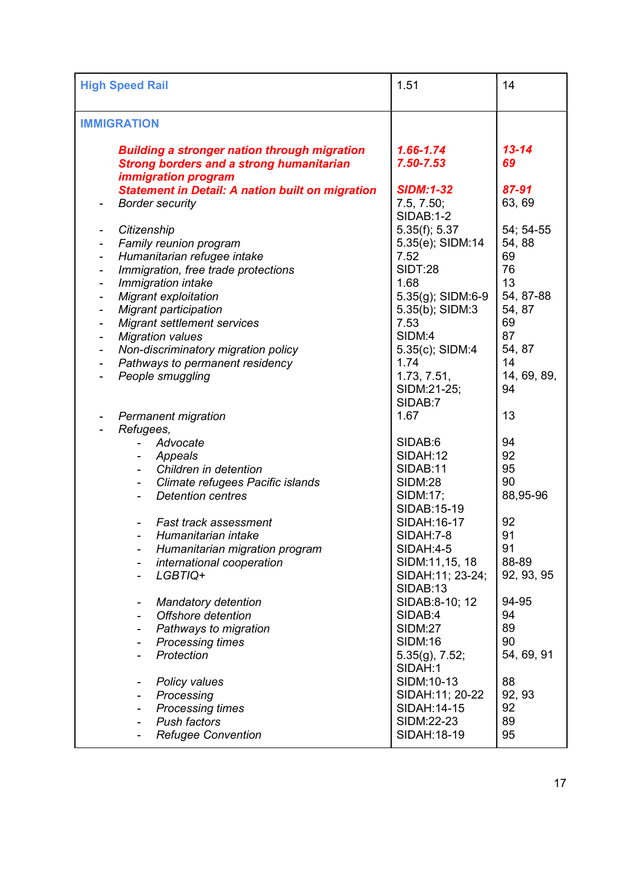| **High Speed Rail** | 1.51 | 14 |
|---|---|---|
| **IMMIGRATION** | | |
| ***Building a stronger nation through migration*** | ***1.66-1.74*** | ***13-14*** |
| ***Strong borders and a strong humanitarian immigration program*** | ***7.50-7.53*** | ***69*** |
| ***Statement in Detail: A nation built on migration*** | ***SIDM:1-32*** | ***87-91*** |
| - *Border security* | 7.5, 7.50; SIDAB:1-2 | 63, 69 |
| - *Citizenship* | 5.35(f); 5.37 | 54; 54-55 |
| - *Family reunion program* | 5.35(e); SIDM:14 | 54, 88 |
| - *Humanitarian refugee intake* | 7.52 | 69 |
| - *Immigration, free trade protections* | SIDT:28 | 76 |
| - *Immigration intake* | 1.68 | 13 |
| - *Migrant exploitation* | 5.35(g); SIDM:6-9 | 54, 87-88 |
| - *Migrant participation* | 5.35(b); SIDM:3 | 54, 87 |
| - *Migrant settlement services* | 7.53 | 69 |
| - *Migration values* | SIDM:4 | 87 |
| - *Non-discriminatory migration policy* | 5.35(c); SIDM:4 | 54, 87 |
| - *Pathways to permanent residency* | 1.74 | 14 |
| - *People smuggling* | 1.73, 7.51, SIDM:21-25; SIDAB:7 | 14, 69, 89, 94 |
| - *Permanent migration* | 1.67 | 13 |
| - *Refugees,* | | |
| &nbsp;&nbsp;&nbsp;&nbsp;- *Advocate* | SIDAB:6 | 94 |
| &nbsp;&nbsp;&nbsp;&nbsp;- *Appeals* | SIDAH:12 | 92 |
| &nbsp;&nbsp;&nbsp;&nbsp;- *Children in detention* | SIDAB:11 | 95 |
| &nbsp;&nbsp;&nbsp;&nbsp;- *Climate refugees Pacific islands* | SIDM:28 | 90 |
| &nbsp;&nbsp;&nbsp;&nbsp;- *Detention centres* | SIDM:17; SIDAB:15-19 | 88,95-96 |
| &nbsp;&nbsp;&nbsp;&nbsp;- *Fast track assessment* | SIDAH:16-17 | 92 |
| &nbsp;&nbsp;&nbsp;&nbsp;- *Humanitarian intake* | SIDAH:7-8 | 91 |
| &nbsp;&nbsp;&nbsp;&nbsp;- *Humanitarian migration program* | SIDAH:4-5 | 91 |
| &nbsp;&nbsp;&nbsp;&nbsp;- *international cooperation* | SIDM:11,15, 18 | 88-89 |
| &nbsp;&nbsp;&nbsp;&nbsp;- *LGBTIQ+* | SIDAH:11; 23-24; SIDAB:13 | 92, 93, 95 |
| &nbsp;&nbsp;&nbsp;&nbsp;- *Mandatory detention* | SIDAB:8-10; 12 | 94-95 |
| &nbsp;&nbsp;&nbsp;&nbsp;- *Offshore detention* | SIDAB:4 | 94 |
| &nbsp;&nbsp;&nbsp;&nbsp;- *Pathways to migration* | SIDM:27 | 89 |
| &nbsp;&nbsp;&nbsp;&nbsp;- *Processing times* | SIDM:16 | 90 |
| &nbsp;&nbsp;&nbsp;&nbsp;- *Protection* | 5.35(g), 7.52; SIDAH:1 | 54, 69, 91 |
| &nbsp;&nbsp;&nbsp;&nbsp;- *Policy values* | SIDM:10-13 | 88 |
| &nbsp;&nbsp;&nbsp;&nbsp;- *Processing* | SIDAH:11; 20-22 | 92, 93 |
| &nbsp;&nbsp;&nbsp;&nbsp;- *Processing times* | SIDAH:14-15 | 92 |
| &nbsp;&nbsp;&nbsp;&nbsp;- *Push factors* | SIDM:22-23 | 89 |
| &nbsp;&nbsp;&nbsp;&nbsp;- *Refugee Convention* | SIDAH:18-19 | 95 |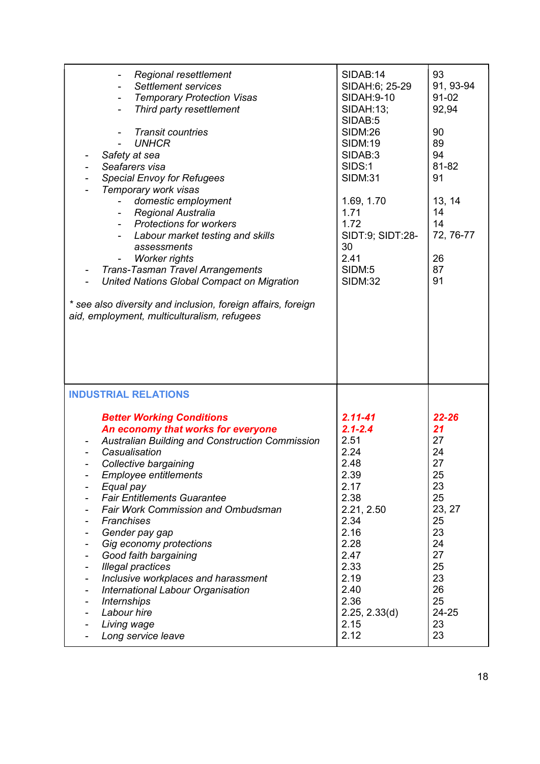| | | |
|---|---|---|
| - *Regional resettlement* | SIDAB:14 | 93 |
| - *Settlement services* | SIDAH:6; 25-29 | 91, 93-94 |
| - *Temporary Protection Visas* | SIDAH:9-10 | 91-02 |
| - *Third party resettlement* | SIDAH:13; SIDAB:5 | 92,94 |
| - *Transit countries* | SIDM:26 | 90 |
| - *UNHCR* | SIDM:19 | 89 |
| - *Safety at sea* | SIDAB:3 | 94 |
| - *Seafarers visa* | SIDS:1 | 81-82 |
| - *Special Envoy for Refugees* | SIDM:31 | 91 |
| - *Temporary work visas* | | |
| - *domestic employment* | 1.69, 1.70 | 13, 14 |
| - *Regional Australia* | 1.71 | 14 |
| - *Protections for workers* | 1.72 | 14 |
| - *Labour market testing and skills assessments* | SIDT:9; SIDT:28-30 | 72, 76-77 |
| - *Worker rights* | 2.41 | 26 |
| - *Trans-Tasman Travel Arrangements* | SIDM:5 | 87 |
| - *United Nations Global Compact on Migration* | SIDM:32 | 91 |
| *\* see also diversity and inclusion, foreign affairs, foreign aid, employment, multiculturalism, refugees* | | |
| **INDUSTRIAL RELATIONS** | | |
| ***Better Working Conditions*** | ***2.11-41*** | ***22-26*** |
| ***An economy that works for everyone*** | ***2.1-2.4*** | ***21*** |
| - *Australian Building and Construction Commission* | 2.51 | 27 |
| - *Casualisation* | 2.24 | 24 |
| - *Collective bargaining* | 2.48 | 27 |
| - *Employee entitlements* | 2.39 | 25 |
| - *Equal pay* | 2.17 | 23 |
| - *Fair Entitlements Guarantee* | 2.38 | 25 |
| - *Fair Work Commission and Ombudsman* | 2.21, 2.50 | 23, 27 |
| - *Franchises* | 2.34 | 25 |
| - *Gender pay gap* | 2.16 | 23 |
| - *Gig economy protections* | 2.28 | 24 |
| - *Good faith bargaining* | 2.47 | 27 |
| - *Illegal practices* | 2.33 | 25 |
| - *Inclusive workplaces and harassment* | 2.19 | 23 |
| - *International Labour Organisation* | 2.40 | 26 |
| - *Internships* | 2.36 | 25 |
| - *Labour hire* | 2.25, 2.33(d) | 24-25 |
| - *Living wage* | 2.15 | 23 |
| - *Long service leave* | 2.12 | 23 |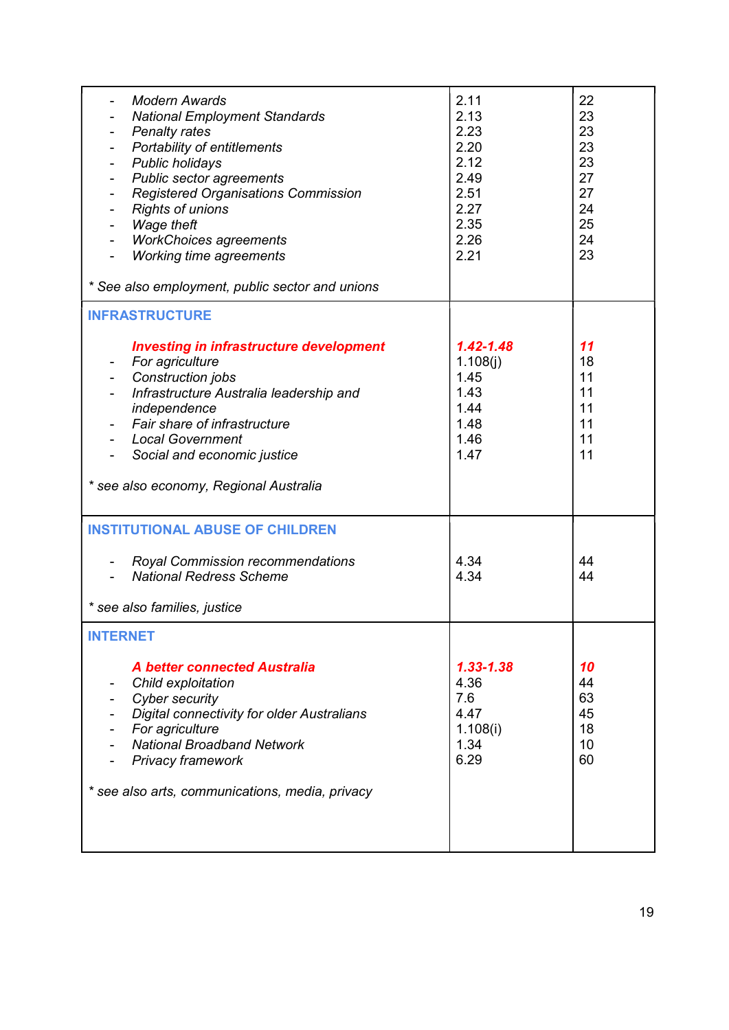| | | |
|---|---|---|
| - *Modern Awards*<br>- *National Employment Standards*<br>- *Penalty rates*<br>- *Portability of entitlements*<br>- *Public holidays*<br>- *Public sector agreements*<br>- *Registered Organisations Commission*<br>- *Rights of unions*<br>- *Wage theft*<br>- *WorkChoices agreements*<br>- *Working time agreements*<br><br>*\* See also employment, public sector and unions* | 2.11<br>2.13<br>2.23<br>2.20<br>2.12<br>2.49<br>2.51<br>2.27<br>2.35<br>2.26<br>2.21 | 22<br>23<br>23<br>23<br>23<br>27<br>27<br>24<br>25<br>24<br>23 |
| **INFRASTRUCTURE**<br><br>***Investing in infrastructure development***<br>- *For agriculture*<br>- *Construction jobs*<br>- *Infrastructure Australia leadership and independence*<br>- *Fair share of infrastructure*<br>- *Local Government*<br>- *Social and economic justice*<br><br>*\* see also economy, Regional Australia* | ***1.42-1.48***<br>1.108(j)<br>1.45<br>1.43<br>1.44<br>1.48<br>1.46<br>1.47 | ***11***<br>18<br>11<br>11<br>11<br>11<br>11<br>11 |
| **INSTITUTIONAL ABUSE OF CHILDREN**<br><br>- *Royal Commission recommendations*<br>- *National Redress Scheme*<br><br>*\* see also families, justice* | 4.34<br>4.34 | 44<br>44 |
| **INTERNET**<br><br>***A better connected Australia***<br>- *Child exploitation*<br>- *Cyber security*<br>- *Digital connectivity for older Australians*<br>- *For agriculture*<br>- *National Broadband Network*<br>- *Privacy framework*<br><br>*\* see also arts, communications, media, privacy* | ***1.33-1.38***<br>4.36<br>7.6<br>4.47<br>1.108(i)<br>1.34<br>6.29 | ***10***<br>44<br>63<br>45<br>18<br>10<br>60 |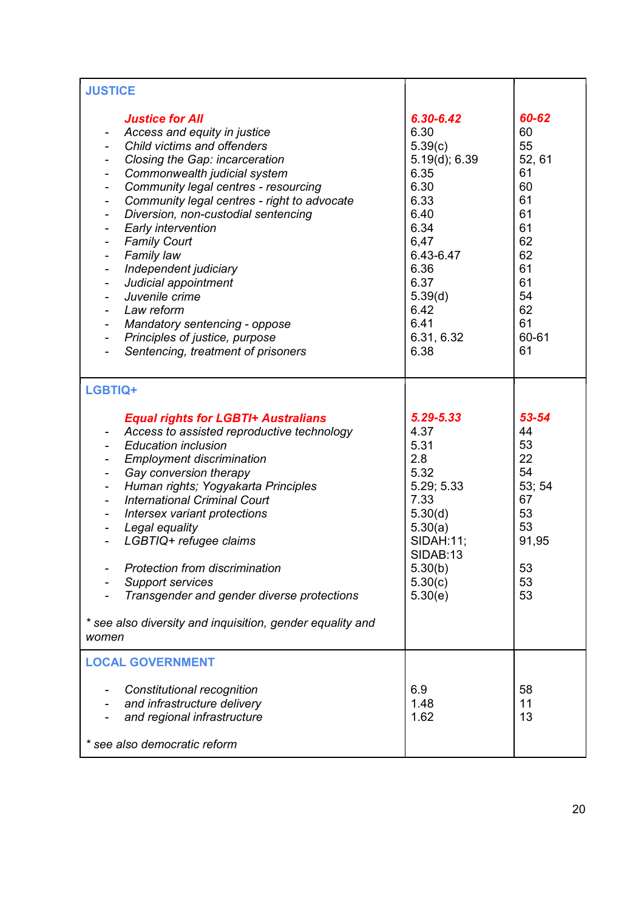| | | |
|---|---|---|
| **JUSTICE** | | |
| ***Justice for All*** | ***6.30-6.42*** | ***60-62*** |
| - *Access and equity in justice* | 6.30 | 60 |
| - *Child victims and offenders* | 5.39(c) | 55 |
| - *Closing the Gap: incarceration* | 5.19(d); 6.39 | 52, 61 |
| - *Commonwealth judicial system* | 6.35 | 61 |
| - *Community legal centres - resourcing* | 6.30 | 60 |
| - *Community legal centres - right to advocate* | 6.33 | 61 |
| - *Diversion, non-custodial sentencing* | 6.40 | 61 |
| - *Early intervention* | 6.34 | 61 |
| - *Family Court* | 6,47 | 62 |
| - *Family law* | 6.43-6.47 | 62 |
| - *Independent judiciary* | 6.36 | 61 |
| - *Judicial appointment* | 6.37 | 61 |
| - *Juvenile crime* | 5.39(d) | 54 |
| - *Law reform* | 6.42 | 62 |
| - *Mandatory sentencing - oppose* | 6.41 | 61 |
| - *Principles of justice, purpose* | 6.31, 6.32 | 60-61 |
| - *Sentencing, treatment of prisoners* | 6.38 | 61 |
| **LGBTIQ+** | | |
| ***Equal rights for LGBTI+ Australians*** | ***5.29-5.33*** | ***53-54*** |
| - *Access to assisted reproductive technology* | 4.37 | 44 |
| - *Education inclusion* | 5.31 | 53 |
| - *Employment discrimination* | 2.8 | 22 |
| - *Gay conversion therapy* | 5.32 | 54 |
| - *Human rights; Yogyakarta Principles* | 5.29; 5.33 | 53; 54 |
| - *International Criminal Court* | 7.33 | 67 |
| - *Intersex variant protections* | 5.30(d) | 53 |
| - *Legal equality* | 5.30(a) | 53 |
| - *LGBTIQ+ refugee claims* | SIDAH:11; SIDAB:13 | 91,95 |
| - *Protection from discrimination* | 5.30(b) | 53 |
| - *Support services* | 5.30(c) | 53 |
| - *Transgender and gender diverse protections* | 5.30(e) | 53 |
| *\* see also diversity and inquisition, gender equality and women* | | |
| **LOCAL GOVERNMENT** | | |
| - *Constitutional recognition* | 6.9 | 58 |
| - *and infrastructure delivery* | 1.48 | 11 |
| - *and regional infrastructure* | 1.62 | 13 |
| *\* see also democratic reform* | | |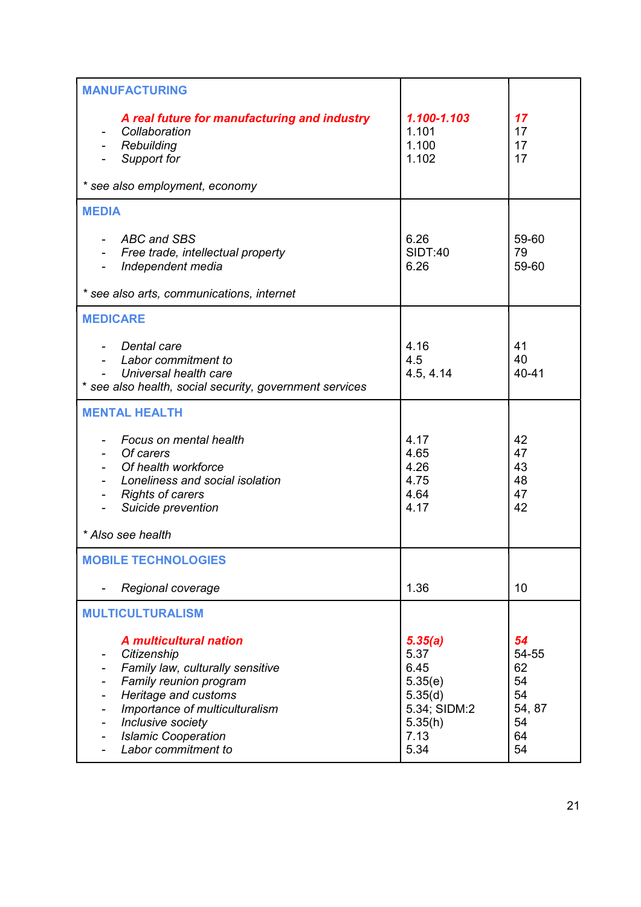| | | |
|---|---|---|
| **MANUFACTURING** | | |
| ***A real future for manufacturing and industry*** | ***1.100-1.103*** | ***17*** |
| - *Collaboration* | 1.101 | 17 |
| - *Rebuilding* | 1.100 | 17 |
| - *Support for* | 1.102 | 17 |
| *\* see also employment, economy* | | |
| **MEDIA** | | |
| - *ABC and SBS* | 6.26 | 59-60 |
| - *Free trade, intellectual property* | SIDT:40 | 79 |
| - *Independent media* | 6.26 | 59-60 |
| *\* see also arts, communications, internet* | | |
| **MEDICARE** | | |
| - *Dental care* | 4.16 | 41 |
| - *Labor commitment to* | 4.5 | 40 |
| - *Universal health care* | 4.5, 4.14 | 40-41 |
| *\* see also health, social security, government services* | | |
| **MENTAL HEALTH** | | |
| - *Focus on mental health* | 4.17 | 42 |
| - *Of carers* | 4.65 | 47 |
| - *Of health workforce* | 4.26 | 43 |
| - *Loneliness and social isolation* | 4.75 | 48 |
| - *Rights of carers* | 4.64 | 47 |
| - *Suicide prevention* | 4.17 | 42 |
| *\* Also see health* | | |
| **MOBILE TECHNOLOGIES** | | |
| - *Regional coverage* | 1.36 | 10 |
| **MULTICULTURALISM** | | |
| ***A multicultural nation*** | ***5.35(a)*** | ***54*** |
| - *Citizenship* | 5.37 | 54-55 |
| - *Family law, culturally sensitive* | 6.45 | 62 |
| - *Family reunion program* | 5.35(e) | 54 |
| - *Heritage and customs* | 5.35(d) | 54 |
| - *Importance of multiculturalism* | 5.34; SIDM:2 | 54, 87 |
| - *Inclusive society* | 5.35(h) | 54 |
| - *Islamic Cooperation* | 7.13 | 64 |
| - *Labor commitment to* | 5.34 | 54 |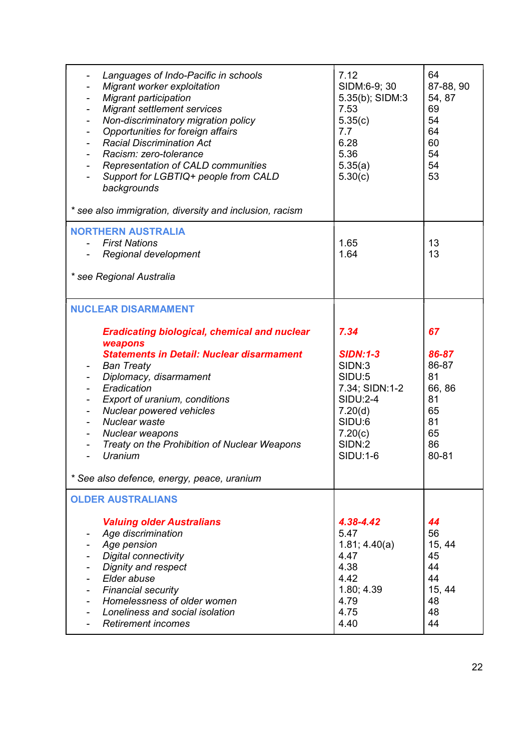| | | |
|---|---|---|
| - *Languages of Indo-Pacific in schools*<br>- *Migrant worker exploitation*<br>- *Migrant participation*<br>- *Migrant settlement services*<br>- *Non-discriminatory migration policy*<br>- *Opportunities for foreign affairs*<br>- *Racial Discrimination Act*<br>- *Racism: zero-tolerance*<br>- *Representation of CALD communities*<br>- *Support for LGBTIQ+ people from CALD backgrounds*<br><br>*\* see also immigration, diversity and inclusion, racism* | 7.12<br>SIDM:6-9; 30<br>5.35(b); SIDM:3<br>7.53<br>5.35(c)<br>7.7<br>6.28<br>5.36<br>5.35(a)<br>5.30(c) | 64<br>87-88, 90<br>54, 87<br>69<br>54<br>64<br>60<br>54<br>54<br>53 |
| **NORTHERN AUSTRALIA**<br>- *First Nations*<br>- *Regional development*<br><br>*\* see Regional Australia* | <br>1.65<br>1.64 | <br>13<br>13 |
| **NUCLEAR DISARMAMENT**<br><br>***Eradicating biological, chemical and nuclear weapons***<br>***Statements in Detail: Nuclear disarmament***<br>- *Ban Treaty*<br>- *Diplomacy, disarmament*<br>- *Eradication*<br>- *Export of uranium, conditions*<br>- *Nuclear powered vehicles*<br>- *Nuclear waste*<br>- *Nuclear weapons*<br>- *Treaty on the Prohibition of Nuclear Weapons*<br>- *Uranium*<br><br>*\* See also defence, energy, peace, uranium* | <br><br>***7.34***<br><br>***SIDN:1-3***<br>SIDN:3<br>SIDU:5<br>7.34; SIDN:1-2<br>SIDU:2-4<br>7.20(d)<br>SIDU:6<br>7.20(c)<br>SIDN:2<br>SIDU:1-6 | <br><br>***67***<br><br>***86-87***<br>86-87<br>81<br>66, 86<br>81<br>65<br>81<br>65<br>86<br>80-81 |
| **OLDER AUSTRALIANS**<br><br>***Valuing older Australians***<br>- *Age discrimination*<br>- *Age pension*<br>- *Digital connectivity*<br>- *Dignity and respect*<br>- *Elder abuse*<br>- *Financial security*<br>- *Homelessness of older women*<br>- *Loneliness and social isolation*<br>- *Retirement incomes* | <br><br>***4.38-4.42***<br>5.47<br>1.81; 4.40(a)<br>4.47<br>4.38<br>4.42<br>1.80; 4.39<br>4.79<br>4.75<br>4.40 | <br><br>***44***<br>56<br>15, 44<br>45<br>44<br>44<br>15, 44<br>48<br>48<br>44 |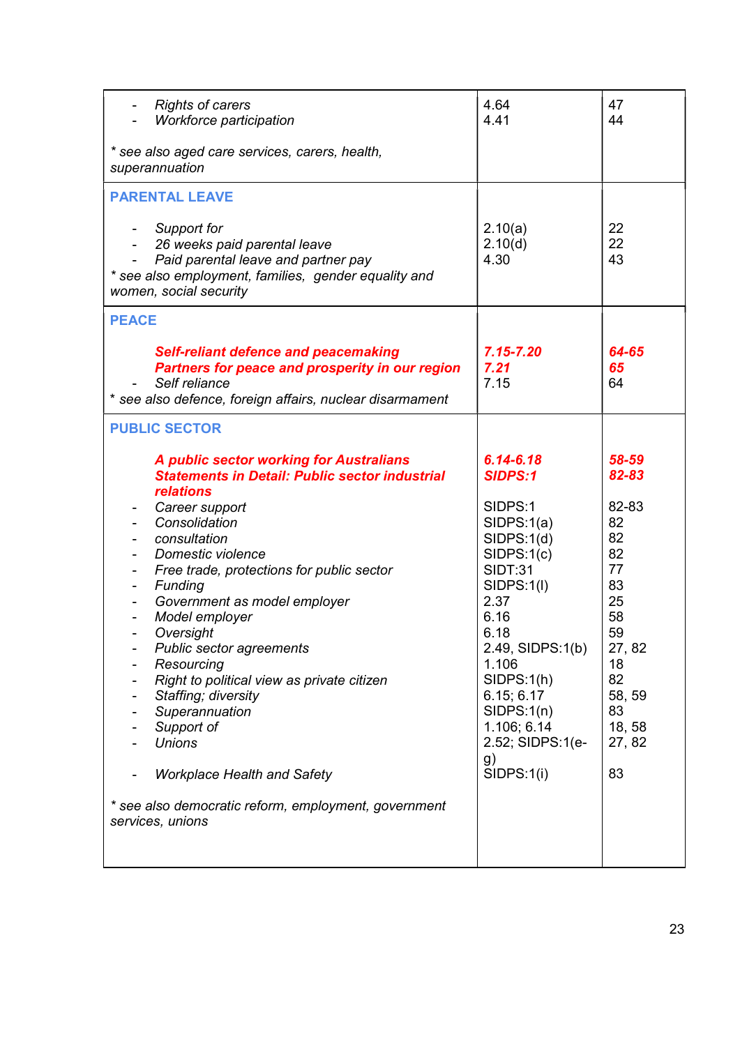| | | |
|---|---|---|
| - *Rights of carers*<br>- *Workforce participation*<br><br>*\* see also aged care services, carers, health, superannuation* | 4.64<br>4.41 | 47<br>44 |
| **PARENTAL LEAVE**<br><br>- *Support for*<br>- *26 weeks paid parental leave*<br>- *Paid parental leave and partner pay*<br>*\* see also employment, families, gender equality and women, social security* | <br><br>2.10(a)<br>2.10(d)<br>4.30 | <br><br>22<br>22<br>43 |
| **PEACE**<br><br>***Self-reliant defence and peacemaking***<br>***Partners for peace and prosperity in our region***<br>- *Self reliance*<br>*\* see also defence, foreign affairs, nuclear disarmament* | <br><br>***7.15-7.20***<br>***7.21***<br>7.15 | <br><br>***64-65***<br>***65***<br>64 |
| **PUBLIC SECTOR**<br><br>***A public sector working for Australians***<br>***Statements in Detail: Public sector industrial relations***<br>- *Career support*<br>- *Consolidation*<br>- *consultation*<br>- *Domestic violence*<br>- *Free trade, protections for public sector*<br>- *Funding*<br>- *Government as model employer*<br>- *Model employer*<br>- *Oversight*<br>- *Public sector agreements*<br>- *Resourcing*<br>- *Right to political view as private citizen*<br>- *Staffing; diversity*<br>- *Superannuation*<br>- *Support of*<br>- *Unions*<br><br>- *Workplace Health and Safety*<br><br>*\* see also democratic reform, employment, government services, unions* | <br><br>***6.14-6.18***<br>***SIDPS:1***<br><br>SIDPS:1<br>SIDPS:1(a)<br>SIDPS:1(d)<br>SIDPS:1(c)<br>SIDT:31<br>SIDPS:1(l)<br>2.37<br>6.16<br>6.18<br>2.49, SIDPS:1(b)<br>1.106<br>SIDPS:1(h)<br>6.15; 6.17<br>SIDPS:1(n)<br>1.106; 6.14<br>2.52; SIDPS:1(e-g)<br>SIDPS:1(i) | <br><br>***58-59***<br>***82-83***<br><br>82-83<br>82<br>82<br>82<br>77<br>83<br>25<br>58<br>59<br>27, 82<br>18<br>82<br>58, 59<br>83<br>18, 58<br>27, 82<br><br>83 |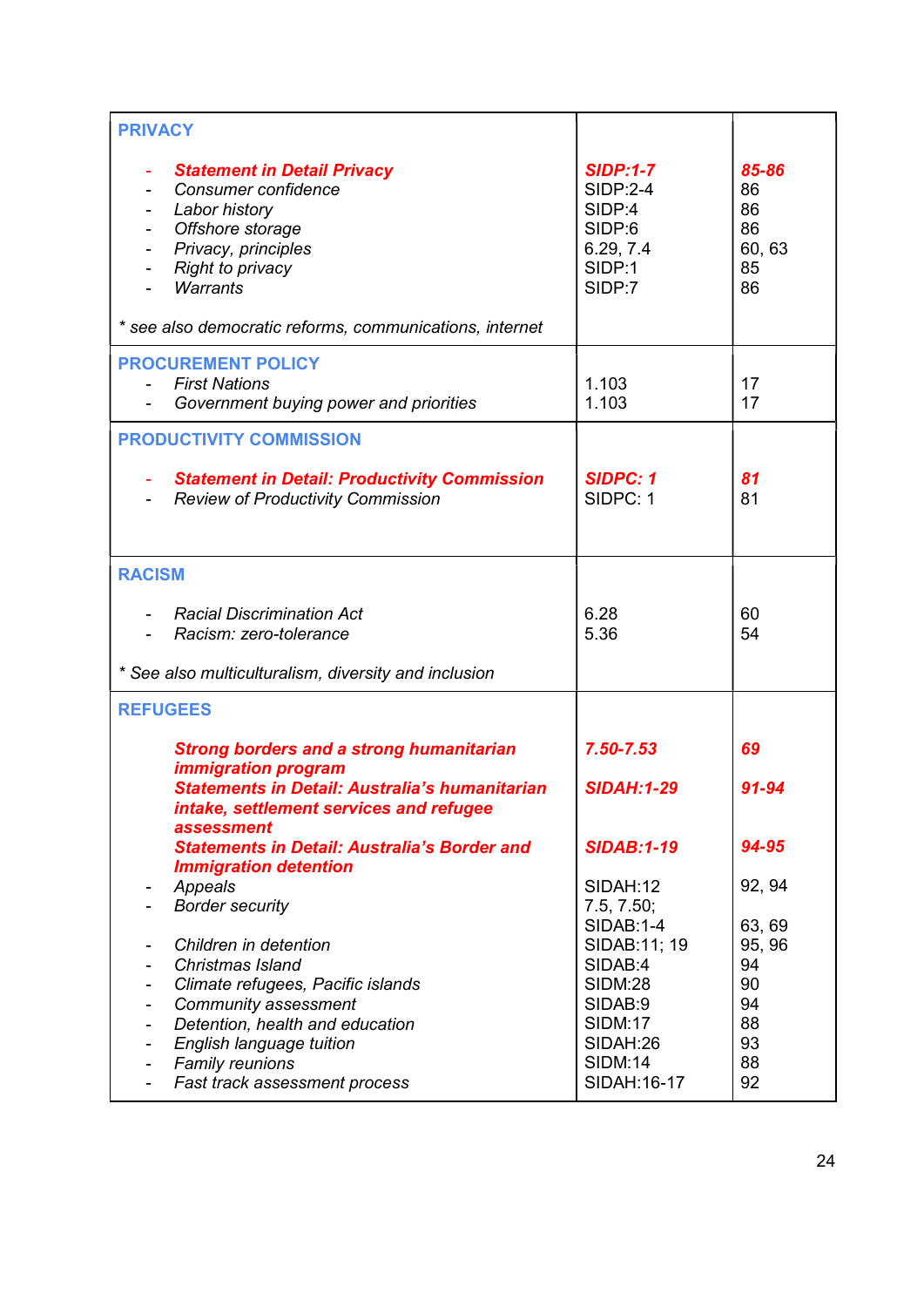| | | |
|---|---|---|
| **PRIVACY** | | |
| - ***Statement in Detail Privacy*** | ***SIDP:1-7*** | ***85-86*** |
| - *Consumer confidence* | SIDP:2-4 | 86 |
| - *Labor history* | SIDP:4 | 86 |
| - *Offshore storage* | SIDP:6 | 86 |
| - *Privacy, principles* | 6.29, 7.4 | 60, 63 |
| - *Right to privacy* | SIDP:1 | 85 |
| - *Warrants* | SIDP:7 | 86 |
| *\* see also democratic reforms, communications, internet* | | |
| **PROCUREMENT POLICY** | | |
| - *First Nations* | 1.103 | 17 |
| - *Government buying power and priorities* | 1.103 | 17 |
| **PRODUCTIVITY COMMISSION** | | |
| - ***Statement in Detail: Productivity Commission*** | ***SIDPC: 1*** | ***81*** |
| - *Review of Productivity Commission* | SIDPC: 1 | 81 |
| **RACISM** | | |
| - *Racial Discrimination Act* | 6.28 | 60 |
| - *Racism: zero-tolerance* | 5.36 | 54 |
| *\* See also multiculturalism, diversity and inclusion* | | |
| **REFUGEES** | | |
| ***Strong borders and a strong humanitarian immigration program*** | ***7.50-7.53*** | ***69*** |
| ***Statements in Detail: Australia's humanitarian intake, settlement services and refugee assessment*** | ***SIDAH:1-29*** | ***91-94*** |
| ***Statements in Detail: Australia's Border and Immigration detention*** | ***SIDAB:1-19*** | ***94-95*** |
| - *Appeals* | SIDAH:12 | 92, 94 |
| - *Border security* | 7.5, 7.50; SIDAB:1-4 | 63, 69 |
| - *Children in detention* | SIDAB:11; 19 | 95, 96 |
| - *Christmas Island* | SIDAB:4 | 94 |
| - *Climate refugees, Pacific islands* | SIDM:28 | 90 |
| - *Community assessment* | SIDAB:9 | 94 |
| - *Detention, health and education* | SIDM:17 | 88 |
| - *English language tuition* | SIDAH:26 | 93 |
| - *Family reunions* | SIDM:14 | 88 |
| - *Fast track assessment process* | SIDAH:16-17 | 92 |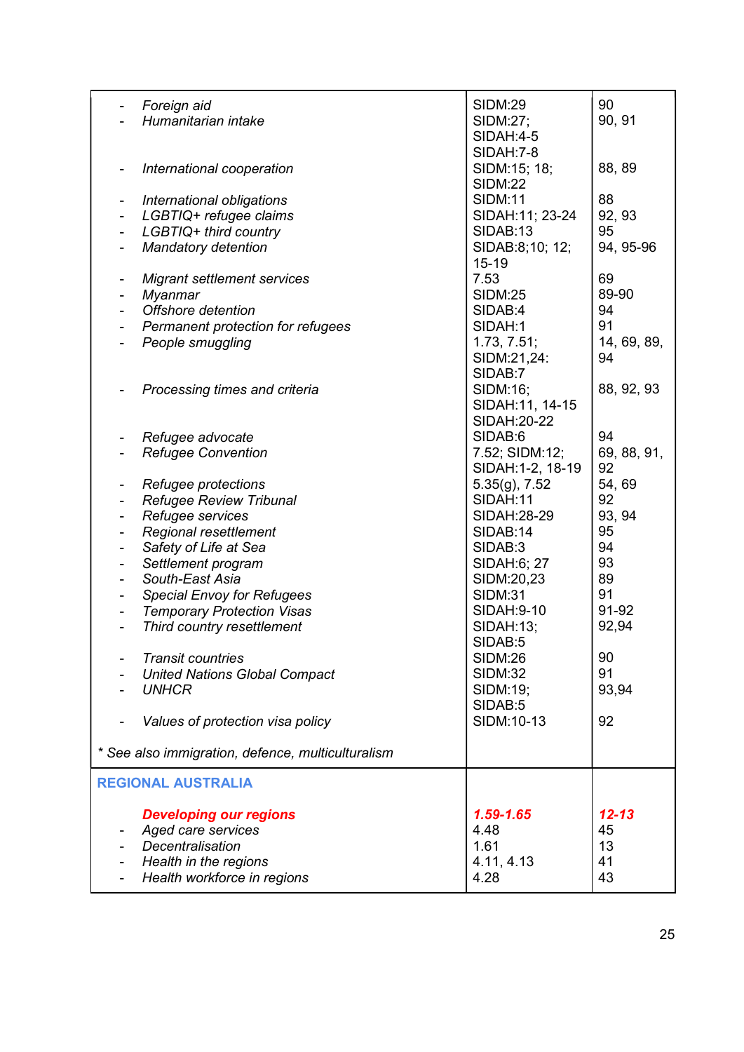| | | |
|---|---|---|
| - *Foreign aid* | SIDM:29 | 90 |
| - *Humanitarian intake* | SIDM:27; SIDAH:4-5 SIDAH:7-8 | 90, 91 |
| - *International cooperation* | SIDM:15; 18; SIDM:22 | 88, 89 |
| - *International obligations* | SIDM:11 | 88 |
| - *LGBTIQ+ refugee claims* | SIDAH:11; 23-24 | 92, 93 |
| - *LGBTIQ+ third country* | SIDAB:13 | 95 |
| - *Mandatory detention* | SIDAB:8;10; 12; 15-19 | 94, 95-96 |
| - *Migrant settlement services* | 7.53 | 69 |
| - *Myanmar* | SIDM:25 | 89-90 |
| - *Offshore detention* | SIDAB:4 | 94 |
| - *Permanent protection for refugees* | SIDAH:1 | 91 |
| - *People smuggling* | 1.73, 7.51; SIDM:21,24: SIDAB:7 | 14, 69, 89, 94 |
| - *Processing times and criteria* | SIDM:16; SIDAH:11, 14-15 SIDAH:20-22 | 88, 92, 93 |
| - *Refugee advocate* | SIDAB:6 | 94 |
| - *Refugee Convention* | 7.52; SIDM:12; SIDAH:1-2, 18-19 | 69, 88, 91, 92 |
| - *Refugee protections* | 5.35(g), 7.52 | 54, 69 |
| - *Refugee Review Tribunal* | SIDAH:11 | 92 |
| - *Refugee services* | SIDAH:28-29 | 93, 94 |
| - *Regional resettlement* | SIDAB:14 | 95 |
| - *Safety of Life at Sea* | SIDAB:3 | 94 |
| - *Settlement program* | SIDAH:6; 27 | 93 |
| - *South-East Asia* | SIDM:20,23 | 89 |
| - *Special Envoy for Refugees* | SIDM:31 | 91 |
| - *Temporary Protection Visas* | SIDAH:9-10 | 91-92 |
| - *Third country resettlement* | SIDAH:13; SIDAB:5 | 92,94 |
| - *Transit countries* | SIDM:26 | 90 |
| - *United Nations Global Compact* | SIDM:32 | 91 |
| - *UNHCR* | SIDM:19; SIDAB:5 | 93,94 |
| - *Values of protection visa policy* | SIDM:10-13 | 92 |
| *\* See also immigration, defence, multiculturalism* | | |
| **REGIONAL AUSTRALIA** | | |
| ***Developing our regions*** | ***1.59-1.65*** | ***12-13*** |
| - *Aged care services* | 4.48 | 45 |
| - *Decentralisation* | 1.61 | 13 |
| - *Health in the regions* | 4.11, 4.13 | 41 |
| - *Health workforce in regions* | 4.28 | 43 |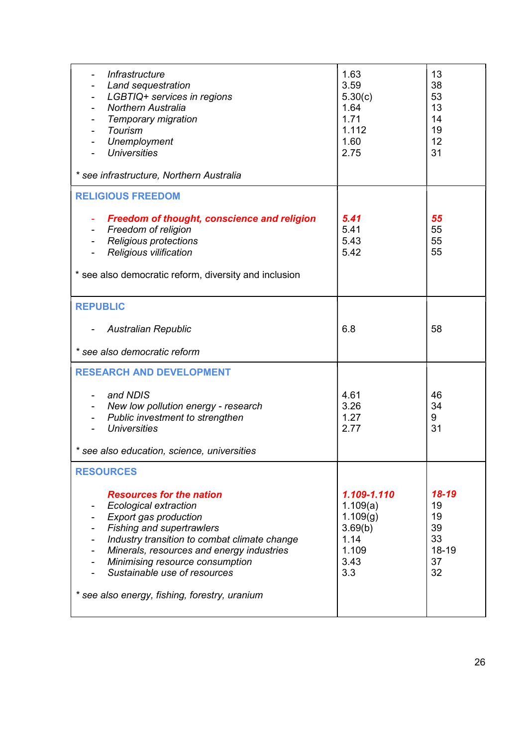| | | |
|---|---|---|
| - *Infrastructure*<br>- *Land sequestration*<br>- *LGBTIQ+ services in regions*<br>- *Northern Australia*<br>- *Temporary migration*<br>- *Tourism*<br>- *Unemployment*<br>- *Universities*<br><br>*\* see infrastructure, Northern Australia* | 1.63<br>3.59<br>5.30(c)<br>1.64<br>1.71<br>1.112<br>1.60<br>2.75 | 13<br>38<br>53<br>13<br>14<br>19<br>12<br>31 |
| **RELIGIOUS FREEDOM**<br><br>- ***Freedom of thought, conscience and religion***<br>- *Freedom of religion*<br>- *Religious protections*<br>- *Religious vilification*<br><br>* see also democratic reform, diversity and inclusion | <br><br>***5.41***<br>5.41<br>5.43<br>5.42 | <br><br>***55***<br>55<br>55<br>55 |
| **REPUBLIC**<br><br>- *Australian Republic*<br><br>*\* see also democratic reform* | <br><br>6.8 | <br><br>58 |
| **RESEARCH AND DEVELOPMENT**<br><br>- *and NDIS*<br>- *New low pollution energy - research*<br>- *Public investment to strengthen*<br>- *Universities*<br><br>*\* see also education, science, universities* | <br><br>4.61<br>3.26<br>1.27<br>2.77 | <br><br>46<br>34<br>9<br>31 |
| **RESOURCES**<br><br>***Resources for the nation***<br>- *Ecological extraction*<br>- *Export gas production*<br>- *Fishing and supertrawlers*<br>- *Industry transition to combat climate change*<br>- *Minerals, resources and energy industries*<br>- *Minimising resource consumption*<br>- *Sustainable use of resources*<br><br>*\* see also energy, fishing, forestry, uranium* | <br><br>***1.109-1.110***<br>1.109(a)<br>1.109(g)<br>3.69(b)<br>1.14<br>1.109<br>3.43<br>3.3 | <br><br>***18-19***<br>19<br>19<br>39<br>33<br>18-19<br>37<br>32 |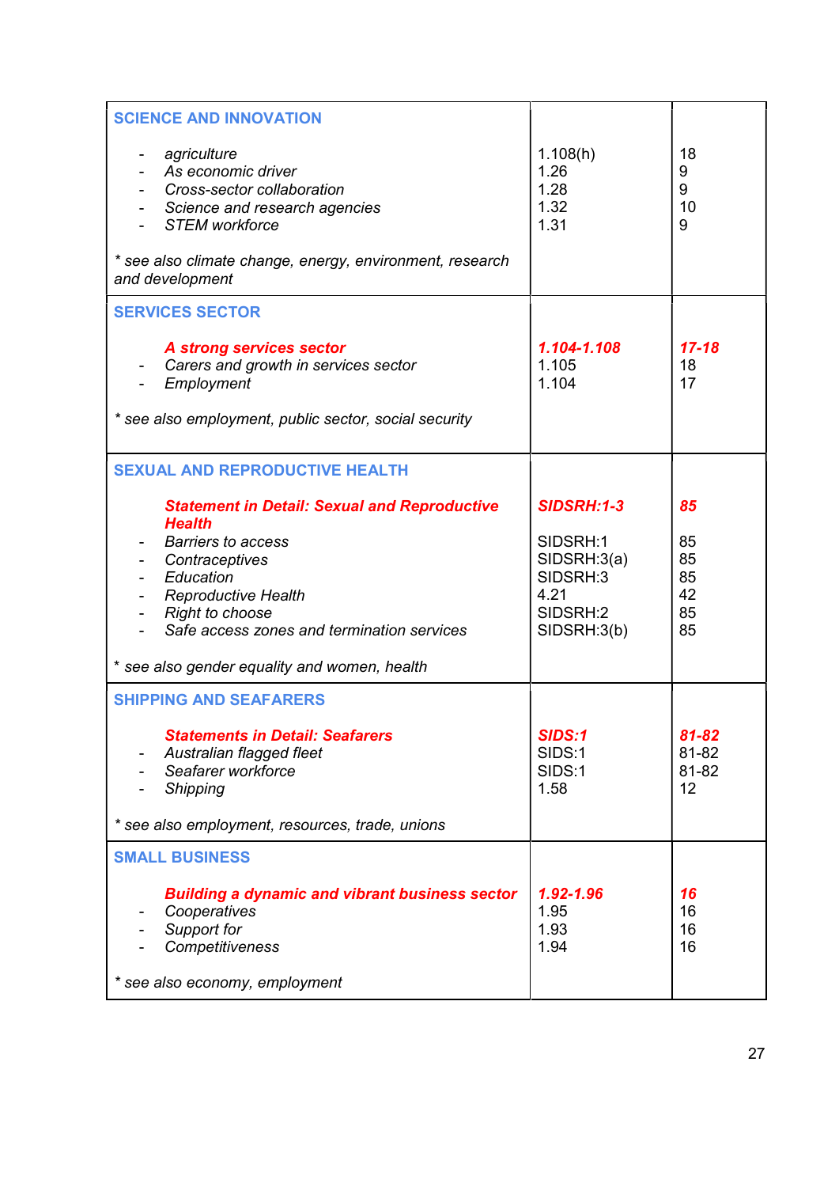| | | |
|---|---|---|
| **SCIENCE AND INNOVATION** | | |
| - *agriculture* | 1.108(h) | 18 |
| - *As economic driver* | 1.26 | 9 |
| - *Cross-sector collaboration* | 1.28 | 9 |
| - *Science and research agencies* | 1.32 | 10 |
| - *STEM workforce* | 1.31 | 9 |
| *\* see also climate change, energy, environment, research and development* | | |
| **SERVICES SECTOR** | | |
| ***A strong services sector*** | ***1.104-1.108*** | ***17-18*** |
| - *Carers and growth in services sector* | 1.105 | 18 |
| - *Employment* | 1.104 | 17 |
| *\* see also employment, public sector, social security* | | |
| **SEXUAL AND REPRODUCTIVE HEALTH** | | |
| ***Statement in Detail: Sexual and Reproductive Health*** | ***SIDSRH:1-3*** | ***85*** |
| - *Barriers to access* | SIDSRH:1 | 85 |
| - *Contraceptives* | SIDSRH:3(a) | 85 |
| - *Education* | SIDSRH:3 | 85 |
| - *Reproductive Health* | 4.21 | 42 |
| - *Right to choose* | SIDSRH:2 | 85 |
| - *Safe access zones and termination services* | SIDSRH:3(b) | 85 |
| *\* see also gender equality and women, health* | | |
| **SHIPPING AND SEAFARERS** | | |
| ***Statements in Detail: Seafarers*** | ***SIDS:1*** | ***81-82*** |
| - *Australian flagged fleet* | SIDS:1 | 81-82 |
| - *Seafarer workforce* | SIDS:1 | 81-82 |
| - *Shipping* | 1.58 | 12 |
| *\* see also employment, resources, trade, unions* | | |
| **SMALL BUSINESS** | | |
| ***Building a dynamic and vibrant business sector*** | ***1.92-1.96*** | ***16*** |
| - *Cooperatives* | 1.95 | 16 |
| - *Support for* | 1.93 | 16 |
| - *Competitiveness* | 1.94 | 16 |
| *\* see also economy, employment* | | |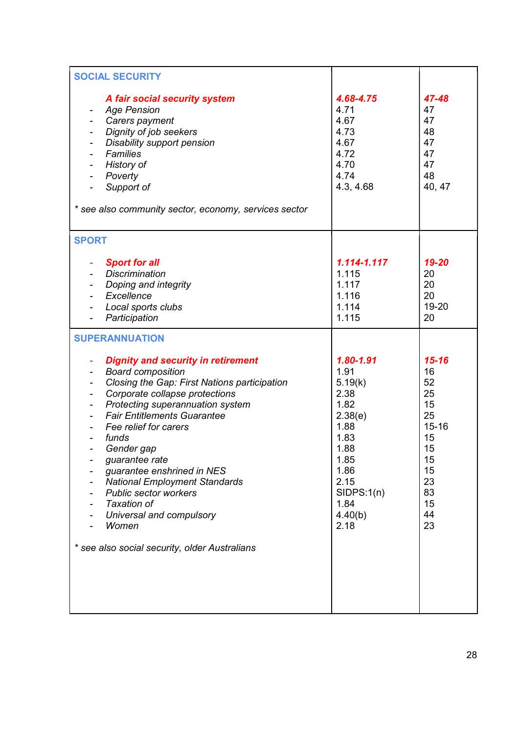| | | |
|---|---|---|
| **SOCIAL SECURITY** | | |
| ***A fair social security system*** | ***4.68-4.75*** | ***47-48*** |
| - *Age Pension* | 4.71 | 47 |
| - *Carers payment* | 4.67 | 47 |
| - *Dignity of job seekers* | 4.73 | 48 |
| - *Disability support pension* | 4.67 | 47 |
| - *Families* | 4.72 | 47 |
| - *History of* | 4.70 | 47 |
| - *Poverty* | 4.74 | 48 |
| - *Support of* | 4.3, 4.68 | 40, 47 |
| *\* see also community sector, economy, services sector* | | |
| **SPORT** | | |
| - ***Sport for all*** | ***1.114-1.117*** | ***19-20*** |
| - *Discrimination* | 1.115 | 20 |
| - *Doping and integrity* | 1.117 | 20 |
| - *Excellence* | 1.116 | 20 |
| - *Local sports clubs* | 1.114 | 19-20 |
| - *Participation* | 1.115 | 20 |
| **SUPERANNUATION** | | |
| - ***Dignity and security in retirement*** | ***1.80-1.91*** | ***15-16*** |
| - *Board composition* | 1.91 | 16 |
| - *Closing the Gap: First Nations participation* | 5.19(k) | 52 |
| - *Corporate collapse protections* | 2.38 | 25 |
| - *Protecting superannuation system* | 1.82 | 15 |
| - *Fair Entitlements Guarantee* | 2.38(e) | 25 |
| - *Fee relief for carers* | 1.88 | 15-16 |
| - *funds* | 1.83 | 15 |
| - *Gender gap* | 1.88 | 15 |
| - *guarantee rate* | 1.85 | 15 |
| - *guarantee enshrined in NES* | 1.86 | 15 |
| - *National Employment Standards* | 2.15 | 23 |
| - *Public sector workers* | SIDPS:1(n) | 83 |
| - *Taxation of* | 1.84 | 15 |
| - *Universal and compulsory* | 4.40(b) | 44 |
| - *Women* | 2.18 | 23 |
| *\* see also social security, older Australians* | | |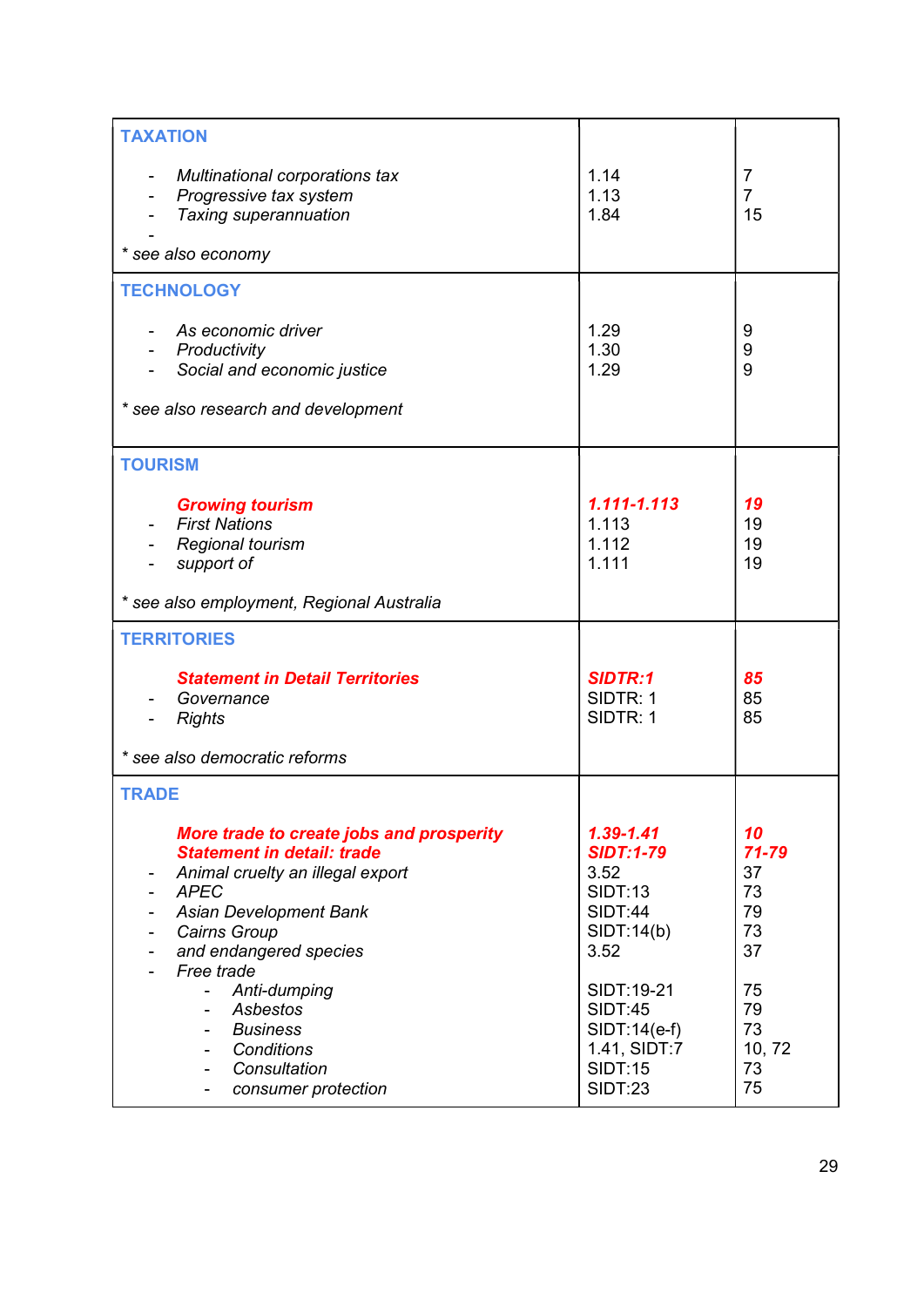| | | |
|---|---|---|
| **TAXATION** | | |
| - *Multinational corporations tax* | 1.14 | 7 |
| - *Progressive tax system* | 1.13 | 7 |
| - *Taxing superannuation* | 1.84 | 15 |
| - | | |
| *\* see also economy* | | |
| **TECHNOLOGY** | | |
| - *As economic driver* | 1.29 | 9 |
| - *Productivity* | 1.30 | 9 |
| - *Social and economic justice* | 1.29 | 9 |
| *\* see also research and development* | | |
| **TOURISM** | | |
| ***Growing tourism*** | ***1.111-1.113*** | ***19*** |
| - *First Nations* | 1.113 | 19 |
| - *Regional tourism* | 1.112 | 19 |
| - *support of* | 1.111 | 19 |
| *\* see also employment, Regional Australia* | | |
| **TERRITORIES** | | |
| ***Statement in Detail Territories*** | ***SIDTR:1*** | ***85*** |
| - *Governance* | SIDTR: 1 | 85 |
| - *Rights* | SIDTR: 1 | 85 |
| *\* see also democratic reforms* | | |
| **TRADE** | | |
| ***More trade to create jobs and prosperity*** | ***1.39-1.41*** | ***10*** |
| ***Statement in detail: trade*** | ***SIDT:1-79*** | ***71-79*** |
| - *Animal cruelty an illegal export* | 3.52 | 37 |
| - *APEC* | SIDT:13 | 73 |
| - *Asian Development Bank* | SIDT:44 | 79 |
| - *Cairns Group* | SIDT:14(b) | 73 |
| - *and endangered species* | 3.52 | 37 |
| - *Free trade* | | |
| &nbsp;&nbsp;&nbsp;&nbsp;- *Anti-dumping* | SIDT:19-21 | 75 |
| &nbsp;&nbsp;&nbsp;&nbsp;- *Asbestos* | SIDT:45 | 79 |
| &nbsp;&nbsp;&nbsp;&nbsp;- *Business* | SIDT:14(e-f) | 73 |
| &nbsp;&nbsp;&nbsp;&nbsp;- *Conditions* | 1.41, SIDT:7 | 10, 72 |
| &nbsp;&nbsp;&nbsp;&nbsp;- *Consultation* | SIDT:15 | 73 |
| &nbsp;&nbsp;&nbsp;&nbsp;- *consumer protection* | SIDT:23 | 75 |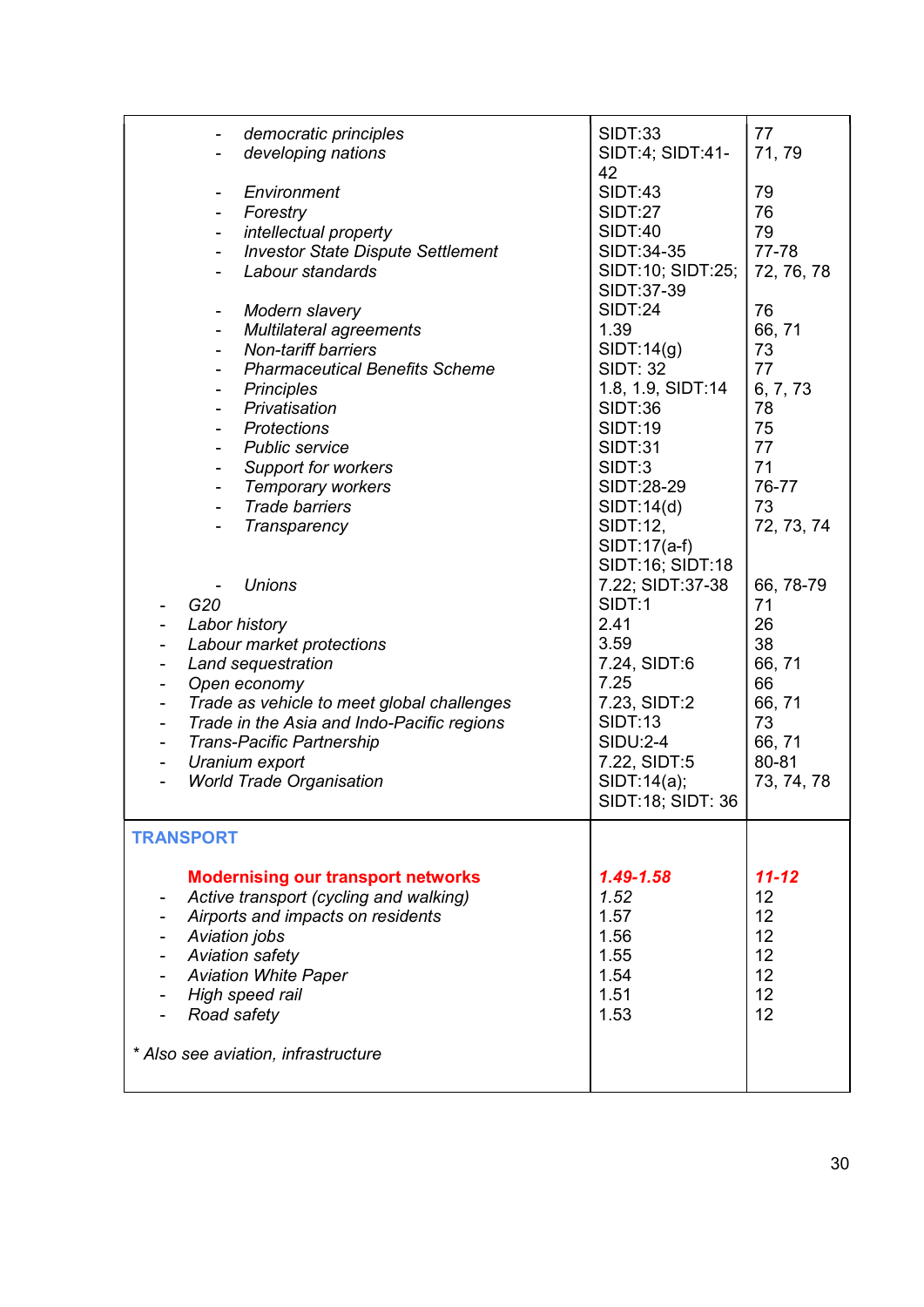| | | |
|---|---|---|
| - *democratic principles* | SIDT:33 | 77 |
| - *developing nations* | SIDT:4; SIDT:41-42 | 71, 79 |
| - *Environment* | SIDT:43 | 79 |
| - *Forestry* | SIDT:27 | 76 |
| - *intellectual property* | SIDT:40 | 79 |
| - *Investor State Dispute Settlement* | SIDT:34-35 | 77-78 |
| - *Labour standards* | SIDT:10; SIDT:25; SIDT:37-39 | 72, 76, 78 |
| - *Modern slavery* | SIDT:24 | 76 |
| - *Multilateral agreements* | 1.39 | 66, 71 |
| - *Non-tariff barriers* | SIDT:14(g) | 73 |
| - *Pharmaceutical Benefits Scheme* | SIDT: 32 | 77 |
| - *Principles* | 1.8, 1.9, SIDT:14 | 6, 7, 73 |
| - *Privatisation* | SIDT:36 | 78 |
| - *Protections* | SIDT:19 | 75 |
| - *Public service* | SIDT:31 | 77 |
| - *Support for workers* | SIDT:3 | 71 |
| - *Temporary workers* | SIDT:28-29 | 76-77 |
| - *Trade barriers* | SIDT:14(d) | 73 |
| - *Transparency* | SIDT:12, SIDT:17(a-f) SIDT:16; SIDT:18 | 72, 73, 74 |
| - *Unions* | 7.22; SIDT:37-38 | 66, 78-79 |
| - *G20* | SIDT:1 | 71 |
| - *Labor history* | 2.41 | 26 |
| - *Labour market protections* | 3.59 | 38 |
| - *Land sequestration* | 7.24, SIDT:6 | 66, 71 |
| - *Open economy* | 7.25 | 66 |
| - *Trade as vehicle to meet global challenges* | 7.23, SIDT:2 | 66, 71 |
| - *Trade in the Asia and Indo-Pacific regions* | SIDT:13 | 73 |
| - *Trans-Pacific Partnership* | SIDU:2-4 | 66, 71 |
| - *Uranium export* | 7.22, SIDT:5 | 80-81 |
| - *World Trade Organisation* | SIDT:14(a); SIDT:18; SIDT: 36 | 73, 74, 78 |
| **TRANSPORT** | | |
| **Modernising our transport networks** | ***1.49-1.58*** | ***11-12*** |
| - *Active transport (cycling and walking)* | 1.52 | 12 |
| - *Airports and impacts on residents* | 1.57 | 12 |
| - *Aviation jobs* | 1.56 | 12 |
| - *Aviation safety* | 1.55 | 12 |
| - *Aviation White Paper* | 1.54 | 12 |
| - *High speed rail* | 1.51 | 12 |
| - *Road safety* | 1.53 | 12 |
| *\* Also see aviation, infrastructure* | | |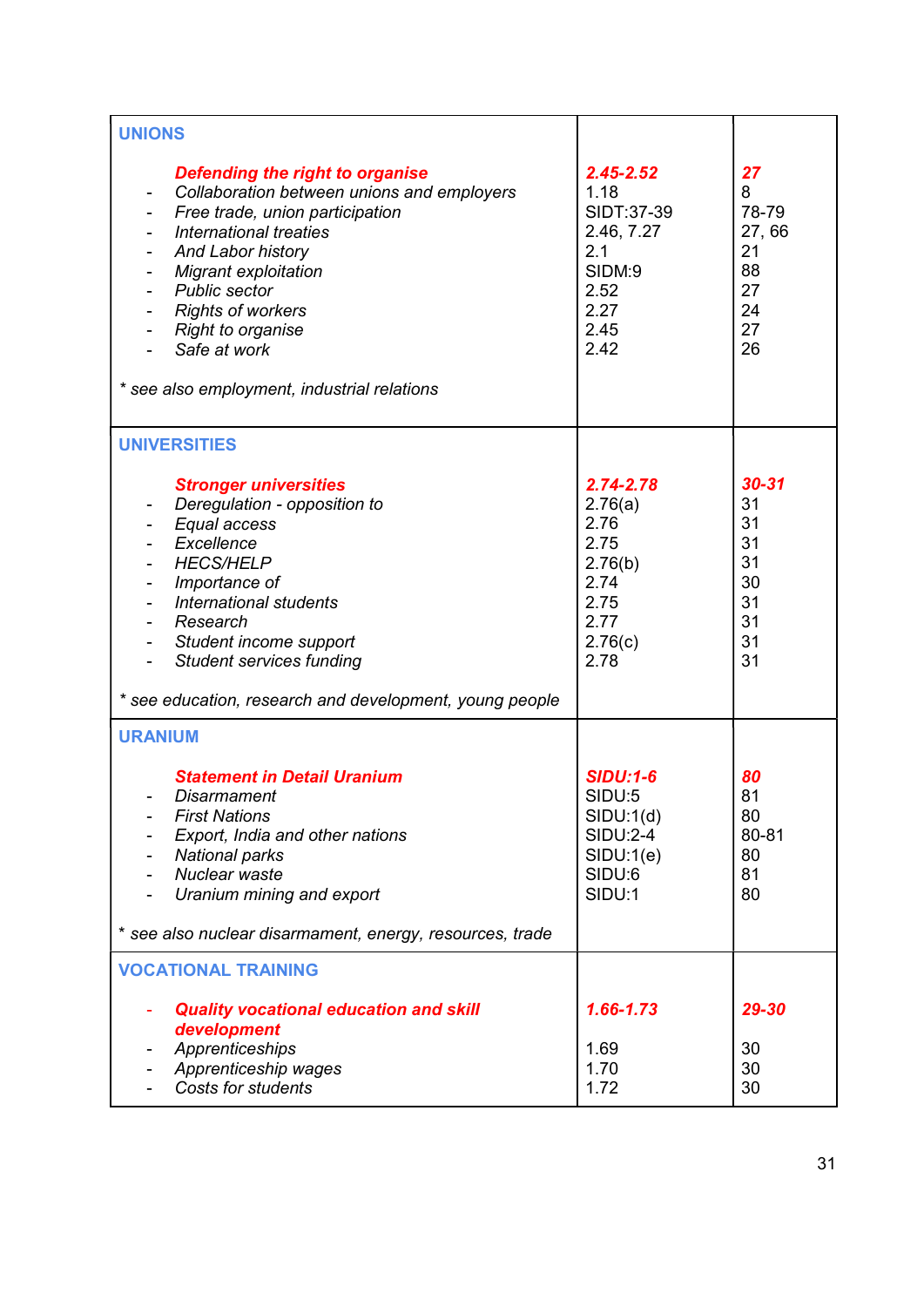| | | |
|---|---|---|
| **UNIONS** | | |
| ***Defending the right to organise*** | ***2.45-2.52*** | ***27*** |
| - *Collaboration between unions and employers* | 1.18 | 8 |
| - *Free trade, union participation* | SIDT:37-39 | 78-79 |
| - *International treaties* | 2.46, 7.27 | 27, 66 |
| - *And Labor history* | 2.1 | 21 |
| - *Migrant exploitation* | SIDM:9 | 88 |
| - *Public sector* | 2.52 | 27 |
| - *Rights of workers* | 2.27 | 24 |
| - *Right to organise* | 2.45 | 27 |
| - *Safe at work* | 2.42 | 26 |
| *\* see also employment, industrial relations* | | |
| **UNIVERSITIES** | | |
| ***Stronger universities*** | ***2.74-2.78*** | ***30-31*** |
| - *Deregulation - opposition to* | 2.76(a) | 31 |
| - *Equal access* | 2.76 | 31 |
| - *Excellence* | 2.75 | 31 |
| - *HECS/HELP* | 2.76(b) | 31 |
| - *Importance of* | 2.74 | 30 |
| - *International students* | 2.75 | 31 |
| - *Research* | 2.77 | 31 |
| - *Student income support* | 2.76(c) | 31 |
| - *Student services funding* | 2.78 | 31 |
| *\* see education, research and development, young people* | | |
| **URANIUM** | | |
| ***Statement in Detail Uranium*** | ***SIDU:1-6*** | ***80*** |
| - *Disarmament* | SIDU:5 | 81 |
| - *First Nations* | SIDU:1(d) | 80 |
| - *Export, India and other nations* | SIDU:2-4 | 80-81 |
| - *National parks* | SIDU:1(e) | 80 |
| - *Nuclear waste* | SIDU:6 | 81 |
| - *Uranium mining and export* | SIDU:1 | 80 |
| *\* see also nuclear disarmament, energy, resources, trade* | | |
| **VOCATIONAL TRAINING** | | |
| - ***Quality vocational education and skill development*** | ***1.66-1.73*** | ***29-30*** |
| - *Apprenticeships* | 1.69 | 30 |
| - *Apprenticeship wages* | 1.70 | 30 |
| - *Costs for students* | 1.72 | 30 |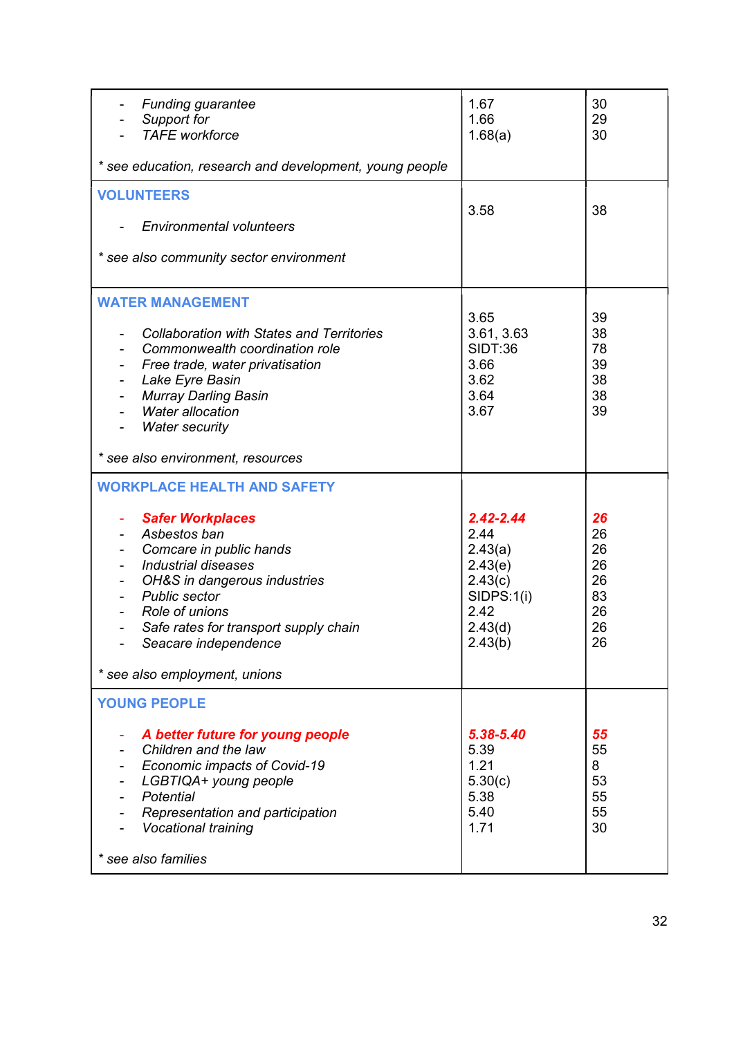| | | |
|---|---|---|
| - *Funding guarantee*<br>- *Support for*<br>- *TAFE workforce*<br><br>*\* see education, research and development, young people* | 1.67<br>1.66<br>1.68(a) | 30<br>29<br>30 |
| **VOLUNTEERS**<br><br>- *Environmental volunteers*<br><br>*\* see also community sector environment* | 3.58 | 38 |
| **WATER MANAGEMENT**<br><br>- *Collaboration with States and Territories*<br>- *Commonwealth coordination role*<br>- *Free trade, water privatisation*<br>- *Lake Eyre Basin*<br>- *Murray Darling Basin*<br>- *Water allocation*<br>- *Water security*<br><br>*\* see also environment, resources* | 3.65<br>3.61, 3.63<br>SIDT:36<br>3.66<br>3.62<br>3.64<br>3.67 | 39<br>38<br>78<br>39<br>38<br>38<br>39 |
| **WORKPLACE HEALTH AND SAFETY**<br><br>- ***Safer Workplaces***<br>- *Asbestos ban*<br>- *Comcare in public hands*<br>- *Industrial diseases*<br>- *OH&S in dangerous industries*<br>- *Public sector*<br>- *Role of unions*<br>- *Safe rates for transport supply chain*<br>- *Seacare independence*<br><br>*\* see also employment, unions* | ***2.42-2.44***<br>2.44<br>2.43(a)<br>2.43(e)<br>2.43(c)<br>SIDPS:1(i)<br>2.42<br>2.43(d)<br>2.43(b) | ***26***<br>26<br>26<br>26<br>26<br>83<br>26<br>26<br>26 |
| **YOUNG PEOPLE**<br><br>- ***A better future for young people***<br>- *Children and the law*<br>- *Economic impacts of Covid-19*<br>- *LGBTIQA+ young people*<br>- *Potential*<br>- *Representation and participation*<br>- *Vocational training*<br><br>*\* see also families* | ***5.38-5.40***<br>5.39<br>1.21<br>5.30(c)<br>5.38<br>5.40<br>1.71 | ***55***<br>55<br>8<br>53<br>55<br>55<br>30 |